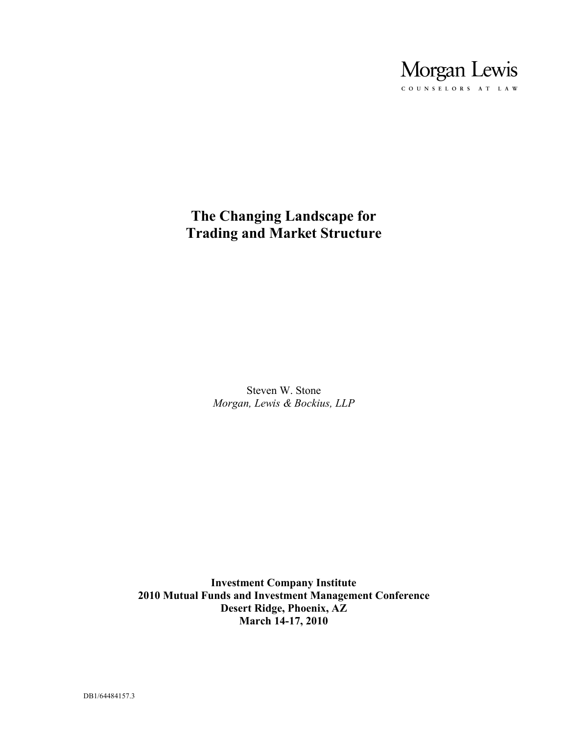Morgan Lewis

COUNSELORS AT LAW

# The Changing Landscape for Trading and Market Structure

Steven W. Stone
*Morgan, Lewis & Bockius, LLP*

**Investment Company Institute**
**2010 Mutual Funds and Investment Management Conference**
**Desert Ridge, Phoenix, AZ**
**March 14-17, 2010**

DB1/64484157.3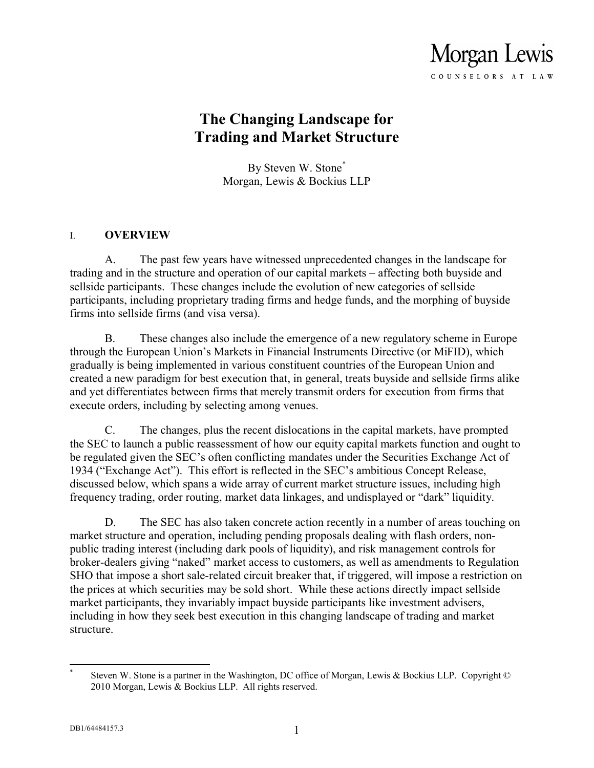Morgan Lewis

COUNSELORS AT LAW

# The Changing Landscape for Trading and Market Structure

By Steven W. Stone[*]
Morgan, Lewis & Bockius LLP

## I. OVERVIEW

A. The past few years have witnessed unprecedented changes in the landscape for trading and in the structure and operation of our capital markets – affecting both buyside and sellside participants. These changes include the evolution of new categories of sellside participants, including proprietary trading firms and hedge funds, and the morphing of buyside firms into sellside firms (and visa versa).

B. These changes also include the emergence of a new regulatory scheme in Europe through the European Union's Markets in Financial Instruments Directive (or MiFID), which gradually is being implemented in various constituent countries of the European Union and created a new paradigm for best execution that, in general, treats buyside and sellside firms alike and yet differentiates between firms that merely transmit orders for execution from firms that execute orders, including by selecting among venues.

C. The changes, plus the recent dislocations in the capital markets, have prompted the SEC to launch a public reassessment of how our equity capital markets function and ought to be regulated given the SEC's often conflicting mandates under the Securities Exchange Act of 1934 ("Exchange Act"). This effort is reflected in the SEC's ambitious Concept Release, discussed below, which spans a wide array of current market structure issues, including high frequency trading, order routing, market data linkages, and undisplayed or "dark" liquidity.

D. The SEC has also taken concrete action recently in a number of areas touching on market structure and operation, including pending proposals dealing with flash orders, non-public trading interest (including dark pools of liquidity), and risk management controls for broker-dealers giving "naked" market access to customers, as well as amendments to Regulation SHO that impose a short sale-related circuit breaker that, if triggered, will impose a restriction on the prices at which securities may be sold short. While these actions directly impact sellside market participants, they invariably impact buyside participants like investment advisers, including in how they seek best execution in this changing landscape of trading and market structure.

---

[*] Steven W. Stone is a partner in the Washington, DC office of Morgan, Lewis & Bockius LLP. Copyright © 2010 Morgan, Lewis & Bockius LLP. All rights reserved.

DB1/64484157.3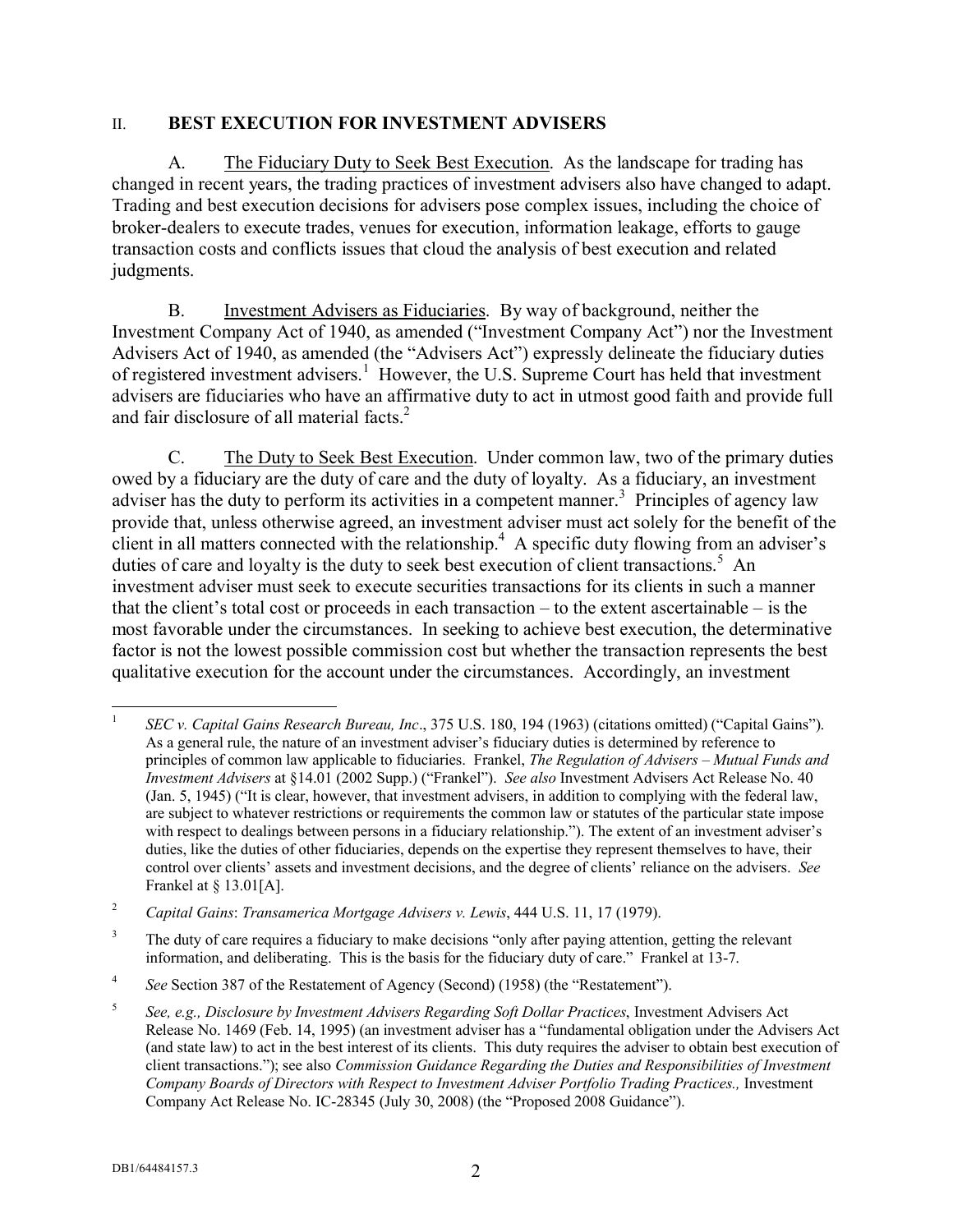## II. BEST EXECUTION FOR INVESTMENT ADVISERS

A. The Fiduciary Duty to Seek Best Execution. As the landscape for trading has changed in recent years, the trading practices of investment advisers also have changed to adapt. Trading and best execution decisions for advisers pose complex issues, including the choice of broker-dealers to execute trades, venues for execution, information leakage, efforts to gauge transaction costs and conflicts issues that cloud the analysis of best execution and related judgments.

B. Investment Advisers as Fiduciaries. By way of background, neither the Investment Company Act of 1940, as amended ("Investment Company Act") nor the Investment Advisers Act of 1940, as amended (the "Advisers Act") expressly delineate the fiduciary duties of registered investment advisers.[1] However, the U.S. Supreme Court has held that investment advisers are fiduciaries who have an affirmative duty to act in utmost good faith and provide full and fair disclosure of all material facts.[2]

C. The Duty to Seek Best Execution. Under common law, two of the primary duties owed by a fiduciary are the duty of care and the duty of loyalty. As a fiduciary, an investment adviser has the duty to perform its activities in a competent manner.[3] Principles of agency law provide that, unless otherwise agreed, an investment adviser must act solely for the benefit of the client in all matters connected with the relationship.[4] A specific duty flowing from an adviser's duties of care and loyalty is the duty to seek best execution of client transactions.[5] An investment adviser must seek to execute securities transactions for its clients in such a manner that the client's total cost or proceeds in each transaction – to the extent ascertainable – is the most favorable under the circumstances. In seeking to achieve best execution, the determinative factor is not the lowest possible commission cost but whether the transaction represents the best qualitative execution for the account under the circumstances. Accordingly, an investment

---

[1] *SEC v. Capital Gains Research Bureau, Inc*., 375 U.S. 180, 194 (1963) (citations omitted) ("Capital Gains"). As a general rule, the nature of an investment adviser's fiduciary duties is determined by reference to principles of common law applicable to fiduciaries. Frankel, *The Regulation of Advisers – Mutual Funds and Investment Advisers* at §14.01 (2002 Supp.) ("Frankel"). *See also* Investment Advisers Act Release No. 40 (Jan. 5, 1945) ("It is clear, however, that investment advisers, in addition to complying with the federal law, are subject to whatever restrictions or requirements the common law or statutes of the particular state impose with respect to dealings between persons in a fiduciary relationship."). The extent of an investment adviser's duties, like the duties of other fiduciaries, depends on the expertise they represent themselves to have, their control over clients' assets and investment decisions, and the degree of clients' reliance on the advisers. *See* Frankel at § 13.01[A].

[2] *Capital Gains*: *Transamerica Mortgage Advisers v. Lewis*, 444 U.S. 11, 17 (1979).

[3] The duty of care requires a fiduciary to make decisions "only after paying attention, getting the relevant information, and deliberating. This is the basis for the fiduciary duty of care." Frankel at 13-7.

[4] *See* Section 387 of the Restatement of Agency (Second) (1958) (the "Restatement").

[5] *See, e.g., Disclosure by Investment Advisers Regarding Soft Dollar Practices*, Investment Advisers Act Release No. 1469 (Feb. 14, 1995) (an investment adviser has a "fundamental obligation under the Advisers Act (and state law) to act in the best interest of its clients. This duty requires the adviser to obtain best execution of client transactions."); see also *Commission Guidance Regarding the Duties and Responsibilities of Investment Company Boards of Directors with Respect to Investment Adviser Portfolio Trading Practices.,* Investment Company Act Release No. IC-28345 (July 30, 2008) (the "Proposed 2008 Guidance").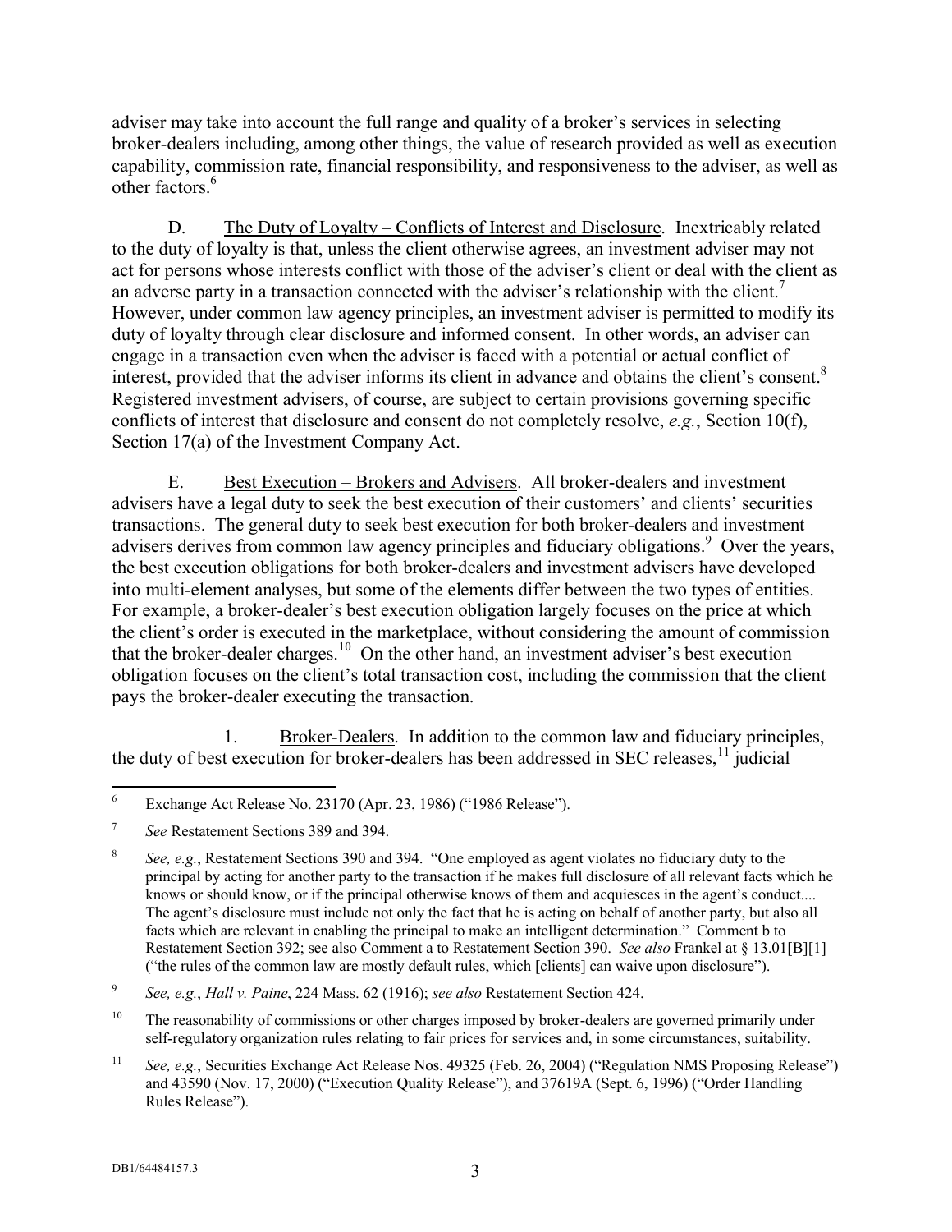adviser may take into account the full range and quality of a broker's services in selecting broker-dealers including, among other things, the value of research provided as well as execution capability, commission rate, financial responsibility, and responsiveness to the adviser, as well as other factors.[6]

D. The Duty of Loyalty – Conflicts of Interest and Disclosure. Inextricably related to the duty of loyalty is that, unless the client otherwise agrees, an investment adviser may not act for persons whose interests conflict with those of the adviser's client or deal with the client as an adverse party in a transaction connected with the adviser's relationship with the client.[7] However, under common law agency principles, an investment adviser is permitted to modify its duty of loyalty through clear disclosure and informed consent. In other words, an adviser can engage in a transaction even when the adviser is faced with a potential or actual conflict of interest, provided that the adviser informs its client in advance and obtains the client's consent.[8] Registered investment advisers, of course, are subject to certain provisions governing specific conflicts of interest that disclosure and consent do not completely resolve, *e.g.*, Section 10(f), Section 17(a) of the Investment Company Act.

E. Best Execution – Brokers and Advisers. All broker-dealers and investment advisers have a legal duty to seek the best execution of their customers' and clients' securities transactions. The general duty to seek best execution for both broker-dealers and investment advisers derives from common law agency principles and fiduciary obligations.[9] Over the years, the best execution obligations for both broker-dealers and investment advisers have developed into multi-element analyses, but some of the elements differ between the two types of entities. For example, a broker-dealer's best execution obligation largely focuses on the price at which the client's order is executed in the marketplace, without considering the amount of commission that the broker-dealer charges.[10] On the other hand, an investment adviser's best execution obligation focuses on the client's total transaction cost, including the commission that the client pays the broker-dealer executing the transaction.

1. Broker-Dealers. In addition to the common law and fiduciary principles, the duty of best execution for broker-dealers has been addressed in SEC releases,[11] judicial

---

[6] Exchange Act Release No. 23170 (Apr. 23, 1986) ("1986 Release").

[7] *See* Restatement Sections 389 and 394.

[8] *See, e.g.*, Restatement Sections 390 and 394. "One employed as agent violates no fiduciary duty to the principal by acting for another party to the transaction if he makes full disclosure of all relevant facts which he knows or should know, or if the principal otherwise knows of them and acquiesces in the agent's conduct.... The agent's disclosure must include not only the fact that he is acting on behalf of another party, but also all facts which are relevant in enabling the principal to make an intelligent determination." Comment b to Restatement Section 392; see also Comment a to Restatement Section 390. *See also* Frankel at § 13.01[B][1] ("the rules of the common law are mostly default rules, which [clients] can waive upon disclosure").

[9] *See, e.g.*, *Hall v. Paine*, 224 Mass. 62 (1916); *see also* Restatement Section 424.

[10] The reasonability of commissions or other charges imposed by broker-dealers are governed primarily under self-regulatory organization rules relating to fair prices for services and, in some circumstances, suitability.

[11] *See, e.g.*, Securities Exchange Act Release Nos. 49325 (Feb. 26, 2004) ("Regulation NMS Proposing Release") and 43590 (Nov. 17, 2000) ("Execution Quality Release"), and 37619A (Sept. 6, 1996) ("Order Handling Rules Release").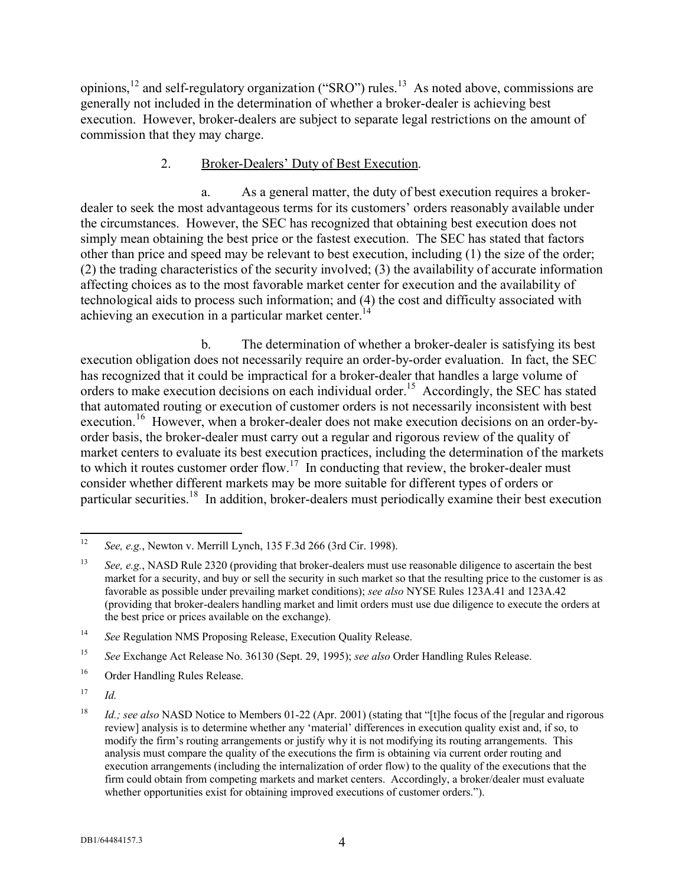opinions,[12] and self-regulatory organization ("SRO") rules.[13] As noted above, commissions are generally not included in the determination of whether a broker-dealer is achieving best execution. However, broker-dealers are subject to separate legal restrictions on the amount of commission that they may charge.

2. Broker-Dealers' Duty of Best Execution.

a. As a general matter, the duty of best execution requires a broker-dealer to seek the most advantageous terms for its customers' orders reasonably available under the circumstances. However, the SEC has recognized that obtaining best execution does not simply mean obtaining the best price or the fastest execution. The SEC has stated that factors other than price and speed may be relevant to best execution, including (1) the size of the order; (2) the trading characteristics of the security involved; (3) the availability of accurate information affecting choices as to the most favorable market center for execution and the availability of technological aids to process such information; and (4) the cost and difficulty associated with achieving an execution in a particular market center.[14]

b. The determination of whether a broker-dealer is satisfying its best execution obligation does not necessarily require an order-by-order evaluation. In fact, the SEC has recognized that it could be impractical for a broker-dealer that handles a large volume of orders to make execution decisions on each individual order.[15] Accordingly, the SEC has stated that automated routing or execution of customer orders is not necessarily inconsistent with best execution.[16] However, when a broker-dealer does not make execution decisions on an order-by-order basis, the broker-dealer must carry out a regular and rigorous review of the quality of market centers to evaluate its best execution practices, including the determination of the markets to which it routes customer order flow.[17] In conducting that review, the broker-dealer must consider whether different markets may be more suitable for different types of orders or particular securities.[18] In addition, broker-dealers must periodically examine their best execution

---

[12] *See, e.g.*, Newton v. Merrill Lynch, 135 F.3d 266 (3rd Cir. 1998).

[13] *See, e.g.*, NASD Rule 2320 (providing that broker-dealers must use reasonable diligence to ascertain the best market for a security, and buy or sell the security in such market so that the resulting price to the customer is as favorable as possible under prevailing market conditions); *see also* NYSE Rules 123A.41 and 123A.42 (providing that broker-dealers handling market and limit orders must use due diligence to execute the orders at the best price or prices available on the exchange).

[14] *See* Regulation NMS Proposing Release, Execution Quality Release.

[15] *See* Exchange Act Release No. 36130 (Sept. 29, 1995); *see also* Order Handling Rules Release.

[16] Order Handling Rules Release.

[17] *Id.*

[18] *Id.; see also* NASD Notice to Members 01-22 (Apr. 2001) (stating that "[t]he focus of the [regular and rigorous review] analysis is to determine whether any 'material' differences in execution quality exist and, if so, to modify the firm's routing arrangements or justify why it is not modifying its routing arrangements. This analysis must compare the quality of the executions the firm is obtaining via current order routing and execution arrangements (including the internalization of order flow) to the quality of the executions that the firm could obtain from competing markets and market centers. Accordingly, a broker/dealer must evaluate whether opportunities exist for obtaining improved executions of customer orders.").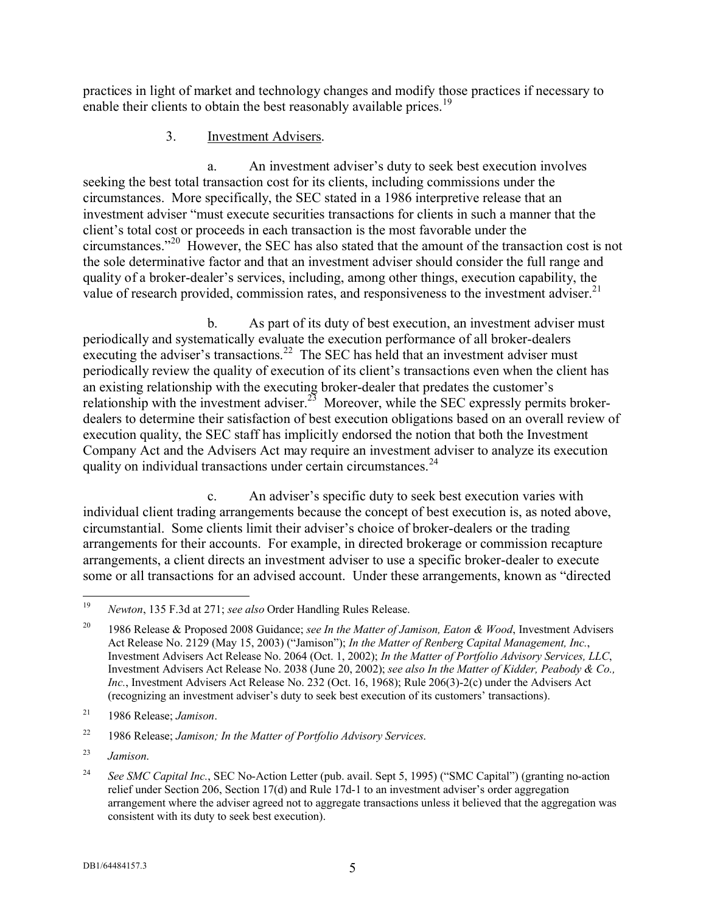practices in light of market and technology changes and modify those practices if necessary to enable their clients to obtain the best reasonably available prices.[19]

3. Investment Advisers.

a. An investment adviser's duty to seek best execution involves seeking the best total transaction cost for its clients, including commissions under the circumstances. More specifically, the SEC stated in a 1986 interpretive release that an investment adviser "must execute securities transactions for clients in such a manner that the client's total cost or proceeds in each transaction is the most favorable under the circumstances."[20] However, the SEC has also stated that the amount of the transaction cost is not the sole determinative factor and that an investment adviser should consider the full range and quality of a broker-dealer's services, including, among other things, execution capability, the value of research provided, commission rates, and responsiveness to the investment adviser.[21]

b. As part of its duty of best execution, an investment adviser must periodically and systematically evaluate the execution performance of all broker-dealers executing the adviser's transactions.[22] The SEC has held that an investment adviser must periodically review the quality of execution of its client's transactions even when the client has an existing relationship with the executing broker-dealer that predates the customer's relationship with the investment adviser.[23] Moreover, while the SEC expressly permits broker-dealers to determine their satisfaction of best execution obligations based on an overall review of execution quality, the SEC staff has implicitly endorsed the notion that both the Investment Company Act and the Advisers Act may require an investment adviser to analyze its execution quality on individual transactions under certain circumstances.[24]

c. An adviser's specific duty to seek best execution varies with individual client trading arrangements because the concept of best execution is, as noted above, circumstantial. Some clients limit their adviser's choice of broker-dealers or the trading arrangements for their accounts. For example, in directed brokerage or commission recapture arrangements, a client directs an investment adviser to use a specific broker-dealer to execute some or all transactions for an advised account. Under these arrangements, known as "directed

---

[19] *Newton*, 135 F.3d at 271; *see also* Order Handling Rules Release.

[20] 1986 Release & Proposed 2008 Guidance; *see In the Matter of Jamison, Eaton & Wood*, Investment Advisers Act Release No. 2129 (May 15, 2003) ("Jamison"); *In the Matter of Renberg Capital Management, Inc.*, Investment Advisers Act Release No. 2064 (Oct. 1, 2002); *In the Matter of Portfolio Advisory Services, LLC*, Investment Advisers Act Release No. 2038 (June 20, 2002); *see also In the Matter of Kidder, Peabody & Co., Inc.*, Investment Advisers Act Release No. 232 (Oct. 16, 1968); Rule 206(3)-2(c) under the Advisers Act (recognizing an investment adviser's duty to seek best execution of its customers' transactions).

[21] 1986 Release; *Jamison*.

[22] 1986 Release; *Jamison; In the Matter of Portfolio Advisory Services.*

[23] *Jamison.*

[24] *See SMC Capital Inc.*, SEC No-Action Letter (pub. avail. Sept 5, 1995) ("SMC Capital") (granting no-action relief under Section 206, Section 17(d) and Rule 17d-1 to an investment adviser's order aggregation arrangement where the adviser agreed not to aggregate transactions unless it believed that the aggregation was consistent with its duty to seek best execution).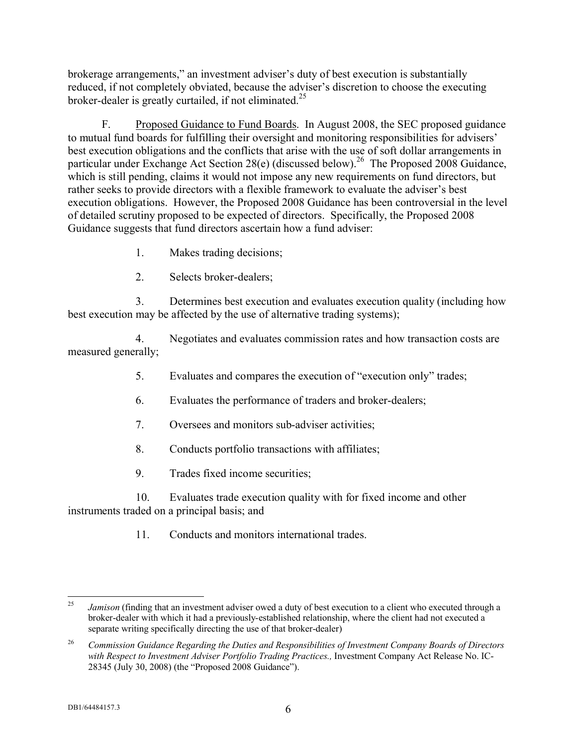brokerage arrangements," an investment adviser's duty of best execution is substantially reduced, if not completely obviated, because the adviser's discretion to choose the executing broker-dealer is greatly curtailed, if not eliminated.[25]

F. Proposed Guidance to Fund Boards. In August 2008, the SEC proposed guidance to mutual fund boards for fulfilling their oversight and monitoring responsibilities for advisers' best execution obligations and the conflicts that arise with the use of soft dollar arrangements in particular under Exchange Act Section 28(e) (discussed below).[26] The Proposed 2008 Guidance, which is still pending, claims it would not impose any new requirements on fund directors, but rather seeks to provide directors with a flexible framework to evaluate the adviser's best execution obligations. However, the Proposed 2008 Guidance has been controversial in the level of detailed scrutiny proposed to be expected of directors. Specifically, the Proposed 2008 Guidance suggests that fund directors ascertain how a fund adviser:

1. Makes trading decisions;
2. Selects broker-dealers;
3. Determines best execution and evaluates execution quality (including how best execution may be affected by the use of alternative trading systems);
4. Negotiates and evaluates commission rates and how transaction costs are measured generally;
5. Evaluates and compares the execution of "execution only" trades;
6. Evaluates the performance of traders and broker-dealers;
7. Oversees and monitors sub-adviser activities;
8. Conducts portfolio transactions with affiliates;
9. Trades fixed income securities;
10. Evaluates trade execution quality with for fixed income and other instruments traded on a principal basis; and
11. Conducts and monitors international trades.

---

[25] *Jamison* (finding that an investment adviser owed a duty of best execution to a client who executed through a broker-dealer with which it had a previously-established relationship, where the client had not executed a separate writing specifically directing the use of that broker-dealer)

[26] *Commission Guidance Regarding the Duties and Responsibilities of Investment Company Boards of Directors with Respect to Investment Adviser Portfolio Trading Practices.,* Investment Company Act Release No. IC-28345 (July 30, 2008) (the "Proposed 2008 Guidance").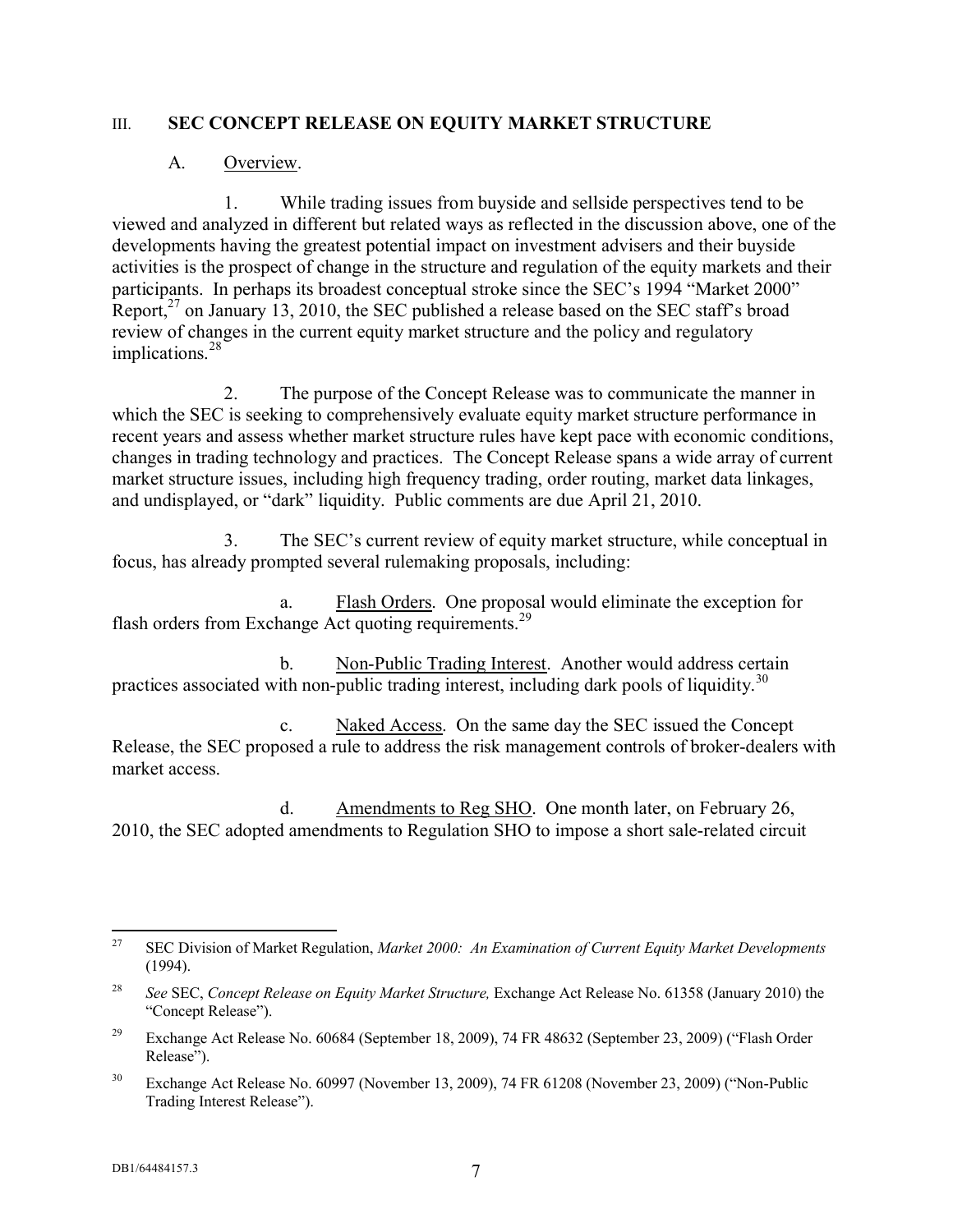## III. SEC CONCEPT RELEASE ON EQUITY MARKET STRUCTURE

### A. Overview.

1. While trading issues from buyside and sellside perspectives tend to be viewed and analyzed in different but related ways as reflected in the discussion above, one of the developments having the greatest potential impact on investment advisers and their buyside activities is the prospect of change in the structure and regulation of the equity markets and their participants. In perhaps its broadest conceptual stroke since the SEC's 1994 "Market 2000" Report,[27] on January 13, 2010, the SEC published a release based on the SEC staff's broad review of changes in the current equity market structure and the policy and regulatory implications.[28]

2. The purpose of the Concept Release was to communicate the manner in which the SEC is seeking to comprehensively evaluate equity market structure performance in recent years and assess whether market structure rules have kept pace with economic conditions, changes in trading technology and practices. The Concept Release spans a wide array of current market structure issues, including high frequency trading, order routing, market data linkages, and undisplayed, or "dark" liquidity. Public comments are due April 21, 2010.

3. The SEC's current review of equity market structure, while conceptual in focus, has already prompted several rulemaking proposals, including:

a. Flash Orders. One proposal would eliminate the exception for flash orders from Exchange Act quoting requirements.[29]

b. Non-Public Trading Interest. Another would address certain practices associated with non-public trading interest, including dark pools of liquidity.[30]

c. Naked Access. On the same day the SEC issued the Concept Release, the SEC proposed a rule to address the risk management controls of broker-dealers with market access.

d. Amendments to Reg SHO. One month later, on February 26, 2010, the SEC adopted amendments to Regulation SHO to impose a short sale-related circuit

---

[27] SEC Division of Market Regulation, *Market 2000: An Examination of Current Equity Market Developments* (1994).

[28] *See* SEC, *Concept Release on Equity Market Structure,* Exchange Act Release No. 61358 (January 2010) the "Concept Release").

[29] Exchange Act Release No. 60684 (September 18, 2009), 74 FR 48632 (September 23, 2009) ("Flash Order Release").

[30] Exchange Act Release No. 60997 (November 13, 2009), 74 FR 61208 (November 23, 2009) ("Non-Public Trading Interest Release").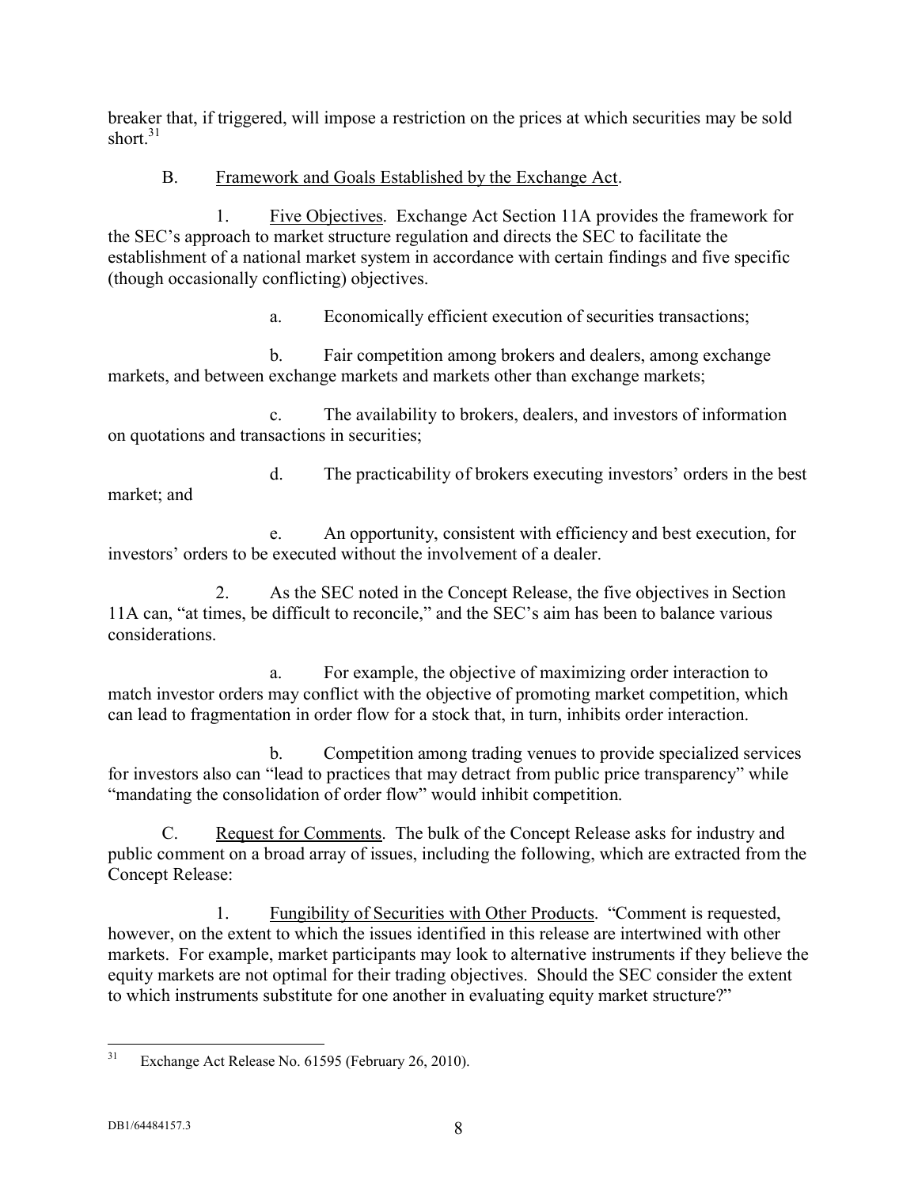breaker that, if triggered, will impose a restriction on the prices at which securities may be sold short.[31]

B. Framework and Goals Established by the Exchange Act.

1. Five Objectives. Exchange Act Section 11A provides the framework for the SEC's approach to market structure regulation and directs the SEC to facilitate the establishment of a national market system in accordance with certain findings and five specific (though occasionally conflicting) objectives.

a. Economically efficient execution of securities transactions;

b. Fair competition among brokers and dealers, among exchange markets, and between exchange markets and markets other than exchange markets;

c. The availability to brokers, dealers, and investors of information on quotations and transactions in securities;

d. The practicability of brokers executing investors' orders in the best market; and

e. An opportunity, consistent with efficiency and best execution, for investors' orders to be executed without the involvement of a dealer.

2. As the SEC noted in the Concept Release, the five objectives in Section 11A can, "at times, be difficult to reconcile," and the SEC's aim has been to balance various considerations.

a. For example, the objective of maximizing order interaction to match investor orders may conflict with the objective of promoting market competition, which can lead to fragmentation in order flow for a stock that, in turn, inhibits order interaction.

b. Competition among trading venues to provide specialized services for investors also can "lead to practices that may detract from public price transparency" while "mandating the consolidation of order flow" would inhibit competition.

C. Request for Comments. The bulk of the Concept Release asks for industry and public comment on a broad array of issues, including the following, which are extracted from the Concept Release:

1. Fungibility of Securities with Other Products. "Comment is requested, however, on the extent to which the issues identified in this release are intertwined with other markets. For example, market participants may look to alternative instruments if they believe the equity markets are not optimal for their trading objectives. Should the SEC consider the extent to which instruments substitute for one another in evaluating equity market structure?"

---

[31] Exchange Act Release No. 61595 (February 26, 2010).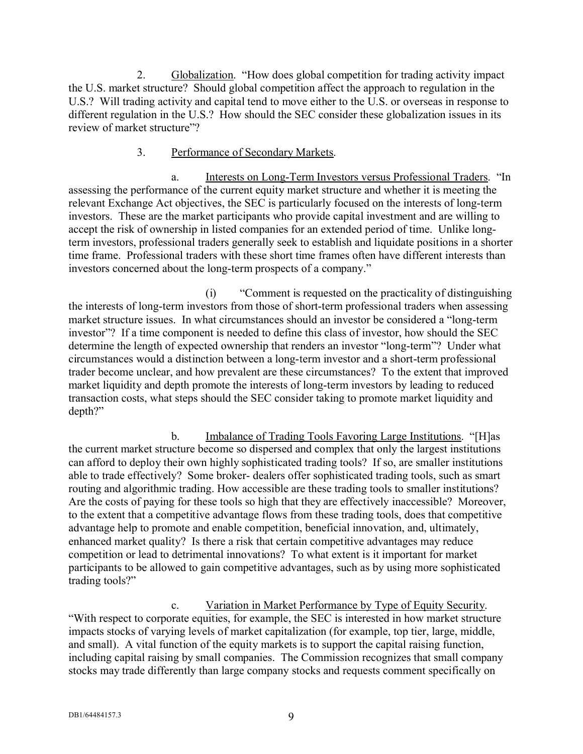2. <u>Globalization</u>. "How does global competition for trading activity impact the U.S. market structure? Should global competition affect the approach to regulation in the U.S.? Will trading activity and capital tend to move either to the U.S. or overseas in response to different regulation in the U.S.? How should the SEC consider these globalization issues in its review of market structure"?

3. <u>Performance of Secondary Markets</u>.

a. <u>Interests on Long-Term Investors versus Professional Traders</u>. "In assessing the performance of the current equity market structure and whether it is meeting the relevant Exchange Act objectives, the SEC is particularly focused on the interests of long-term investors. These are the market participants who provide capital investment and are willing to accept the risk of ownership in listed companies for an extended period of time. Unlike long-term investors, professional traders generally seek to establish and liquidate positions in a shorter time frame. Professional traders with these short time frames often have different interests than investors concerned about the long-term prospects of a company."

(i) "Comment is requested on the practicality of distinguishing the interests of long-term investors from those of short-term professional traders when assessing market structure issues. In what circumstances should an investor be considered a "long-term investor"? If a time component is needed to define this class of investor, how should the SEC determine the length of expected ownership that renders an investor "long-term"? Under what circumstances would a distinction between a long-term investor and a short-term professional trader become unclear, and how prevalent are these circumstances? To the extent that improved market liquidity and depth promote the interests of long-term investors by leading to reduced transaction costs, what steps should the SEC consider taking to promote market liquidity and depth?"

b. <u>Imbalance of Trading Tools Favoring Large Institutions</u>. "[H]as the current market structure become so dispersed and complex that only the largest institutions can afford to deploy their own highly sophisticated trading tools? If so, are smaller institutions able to trade effectively? Some broker- dealers offer sophisticated trading tools, such as smart routing and algorithmic trading. How accessible are these trading tools to smaller institutions? Are the costs of paying for these tools so high that they are effectively inaccessible? Moreover, to the extent that a competitive advantage flows from these trading tools, does that competitive advantage help to promote and enable competition, beneficial innovation, and, ultimately, enhanced market quality? Is there a risk that certain competitive advantages may reduce competition or lead to detrimental innovations? To what extent is it important for market participants to be allowed to gain competitive advantages, such as by using more sophisticated trading tools?"

c. <u>Variation in Market Performance by Type of Equity Security</u>. "With respect to corporate equities, for example, the SEC is interested in how market structure impacts stocks of varying levels of market capitalization (for example, top tier, large, middle, and small). A vital function of the equity markets is to support the capital raising function, including capital raising by small companies. The Commission recognizes that small company stocks may trade differently than large company stocks and requests comment specifically on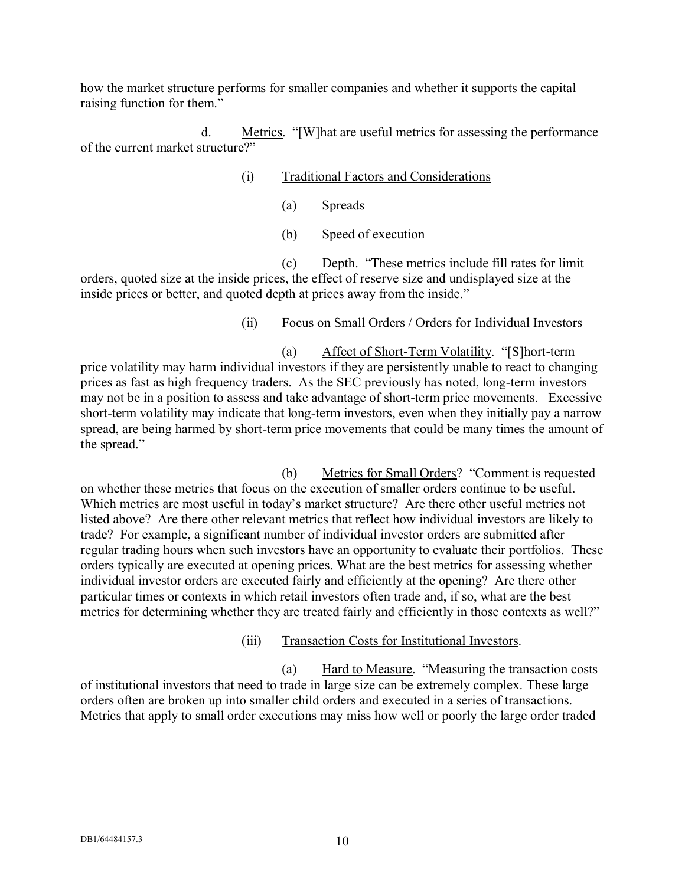how the market structure performs for smaller companies and whether it supports the capital raising function for them."

d. <u>Metrics</u>. "[W]hat are useful metrics for assessing the performance of the current market structure?"

(i) <u>Traditional Factors and Considerations</u>

(a) Spreads

(b) Speed of execution

(c) Depth. "These metrics include fill rates for limit orders, quoted size at the inside prices, the effect of reserve size and undisplayed size at the inside prices or better, and quoted depth at prices away from the inside."

(ii) <u>Focus on Small Orders / Orders for Individual Investors</u>

(a) <u>Affect of Short-Term Volatility</u>. "[S]hort-term price volatility may harm individual investors if they are persistently unable to react to changing prices as fast as high frequency traders. As the SEC previously has noted, long-term investors may not be in a position to assess and take advantage of short-term price movements. Excessive short-term volatility may indicate that long-term investors, even when they initially pay a narrow spread, are being harmed by short-term price movements that could be many times the amount of the spread."

(b) <u>Metrics for Small Orders</u>? "Comment is requested on whether these metrics that focus on the execution of smaller orders continue to be useful. Which metrics are most useful in today's market structure? Are there other useful metrics not listed above? Are there other relevant metrics that reflect how individual investors are likely to trade? For example, a significant number of individual investor orders are submitted after regular trading hours when such investors have an opportunity to evaluate their portfolios. These orders typically are executed at opening prices. What are the best metrics for assessing whether individual investor orders are executed fairly and efficiently at the opening? Are there other particular times or contexts in which retail investors often trade and, if so, what are the best metrics for determining whether they are treated fairly and efficiently in those contexts as well?"

(iii) <u>Transaction Costs for Institutional Investors</u>.

(a) <u>Hard to Measure</u>. "Measuring the transaction costs of institutional investors that need to trade in large size can be extremely complex. These large orders often are broken up into smaller child orders and executed in a series of transactions. Metrics that apply to small order executions may miss how well or poorly the large order traded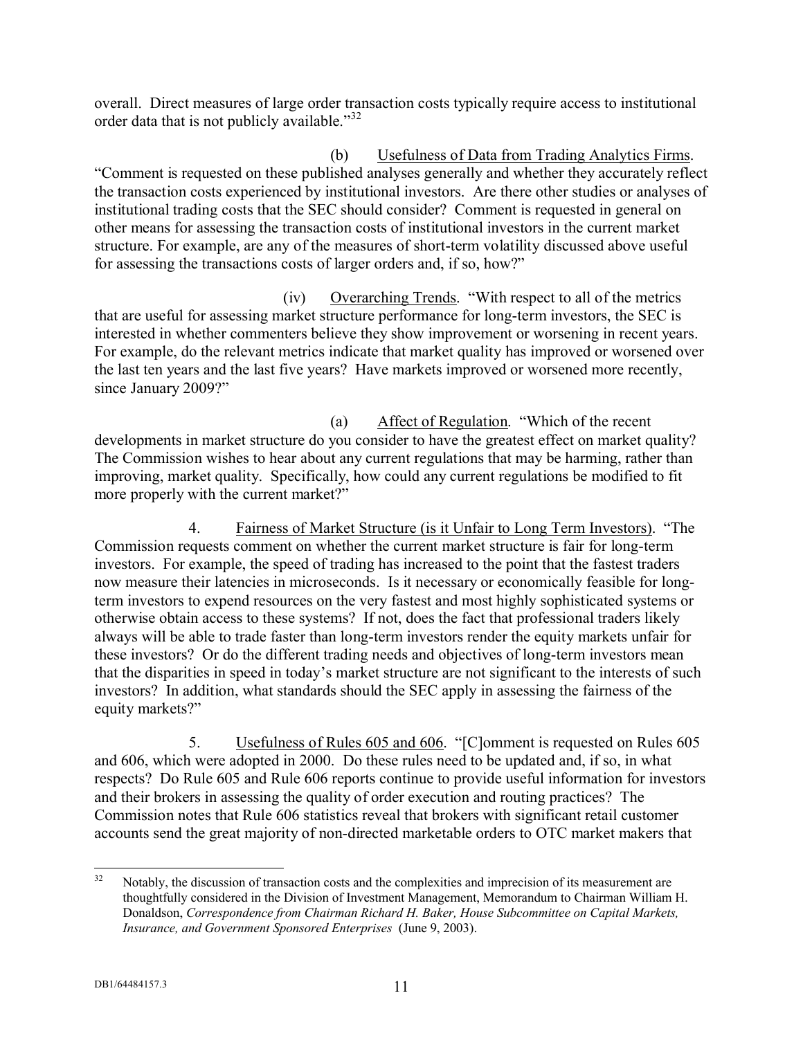overall. Direct measures of large order transaction costs typically require access to institutional order data that is not publicly available."[32]

(b) Usefulness of Data from Trading Analytics Firms. "Comment is requested on these published analyses generally and whether they accurately reflect the transaction costs experienced by institutional investors. Are there other studies or analyses of institutional trading costs that the SEC should consider? Comment is requested in general on other means for assessing the transaction costs of institutional investors in the current market structure. For example, are any of the measures of short-term volatility discussed above useful for assessing the transactions costs of larger orders and, if so, how?"

(iv) Overarching Trends. "With respect to all of the metrics that are useful for assessing market structure performance for long-term investors, the SEC is interested in whether commenters believe they show improvement or worsening in recent years. For example, do the relevant metrics indicate that market quality has improved or worsened over the last ten years and the last five years? Have markets improved or worsened more recently, since January 2009?"

(a) Affect of Regulation. "Which of the recent developments in market structure do you consider to have the greatest effect on market quality? The Commission wishes to hear about any current regulations that may be harming, rather than improving, market quality. Specifically, how could any current regulations be modified to fit more properly with the current market?"

4. Fairness of Market Structure (is it Unfair to Long Term Investors). "The Commission requests comment on whether the current market structure is fair for long-term investors. For example, the speed of trading has increased to the point that the fastest traders now measure their latencies in microseconds. Is it necessary or economically feasible for long-term investors to expend resources on the very fastest and most highly sophisticated systems or otherwise obtain access to these systems? If not, does the fact that professional traders likely always will be able to trade faster than long-term investors render the equity markets unfair for these investors? Or do the different trading needs and objectives of long-term investors mean that the disparities in speed in today's market structure are not significant to the interests of such investors? In addition, what standards should the SEC apply in assessing the fairness of the equity markets?"

5. Usefulness of Rules 605 and 606. "[C]omment is requested on Rules 605 and 606, which were adopted in 2000. Do these rules need to be updated and, if so, in what respects? Do Rule 605 and Rule 606 reports continue to provide useful information for investors and their brokers in assessing the quality of order execution and routing practices? The Commission notes that Rule 606 statistics reveal that brokers with significant retail customer accounts send the great majority of non-directed marketable orders to OTC market makers that

---

[32] Notably, the discussion of transaction costs and the complexities and imprecision of its measurement are thoughtfully considered in the Division of Investment Management, Memorandum to Chairman William H. Donaldson, *Correspondence from Chairman Richard H. Baker, House Subcommittee on Capital Markets, Insurance, and Government Sponsored Enterprises* (June 9, 2003).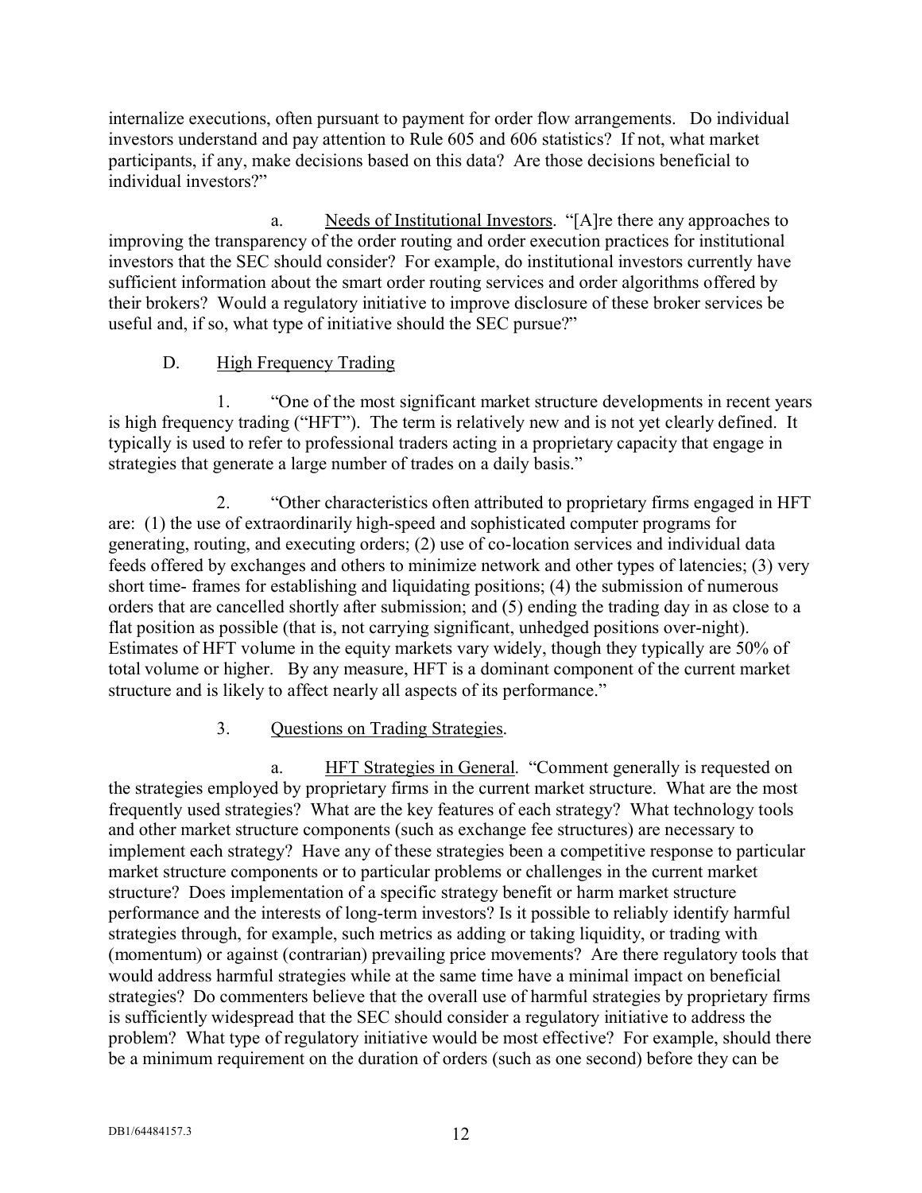internalize executions, often pursuant to payment for order flow arrangements. Do individual investors understand and pay attention to Rule 605 and 606 statistics? If not, what market participants, if any, make decisions based on this data? Are those decisions beneficial to individual investors?"

a. Needs of Institutional Investors. "[A]re there any approaches to improving the transparency of the order routing and order execution practices for institutional investors that the SEC should consider? For example, do institutional investors currently have sufficient information about the smart order routing services and order algorithms offered by their brokers? Would a regulatory initiative to improve disclosure of these broker services be useful and, if so, what type of initiative should the SEC pursue?"

D. High Frequency Trading

1. "One of the most significant market structure developments in recent years is high frequency trading ("HFT"). The term is relatively new and is not yet clearly defined. It typically is used to refer to professional traders acting in a proprietary capacity that engage in strategies that generate a large number of trades on a daily basis."

2. "Other characteristics often attributed to proprietary firms engaged in HFT are: (1) the use of extraordinarily high-speed and sophisticated computer programs for generating, routing, and executing orders; (2) use of co-location services and individual data feeds offered by exchanges and others to minimize network and other types of latencies; (3) very short time- frames for establishing and liquidating positions; (4) the submission of numerous orders that are cancelled shortly after submission; and (5) ending the trading day in as close to a flat position as possible (that is, not carrying significant, unhedged positions over-night). Estimates of HFT volume in the equity markets vary widely, though they typically are 50% of total volume or higher. By any measure, HFT is a dominant component of the current market structure and is likely to affect nearly all aspects of its performance."

3. Questions on Trading Strategies.

a. HFT Strategies in General. "Comment generally is requested on the strategies employed by proprietary firms in the current market structure. What are the most frequently used strategies? What are the key features of each strategy? What technology tools and other market structure components (such as exchange fee structures) are necessary to implement each strategy? Have any of these strategies been a competitive response to particular market structure components or to particular problems or challenges in the current market structure? Does implementation of a specific strategy benefit or harm market structure performance and the interests of long-term investors? Is it possible to reliably identify harmful strategies through, for example, such metrics as adding or taking liquidity, or trading with (momentum) or against (contrarian) prevailing price movements? Are there regulatory tools that would address harmful strategies while at the same time have a minimal impact on beneficial strategies? Do commenters believe that the overall use of harmful strategies by proprietary firms is sufficiently widespread that the SEC should consider a regulatory initiative to address the problem? What type of regulatory initiative would be most effective? For example, should there be a minimum requirement on the duration of orders (such as one second) before they can be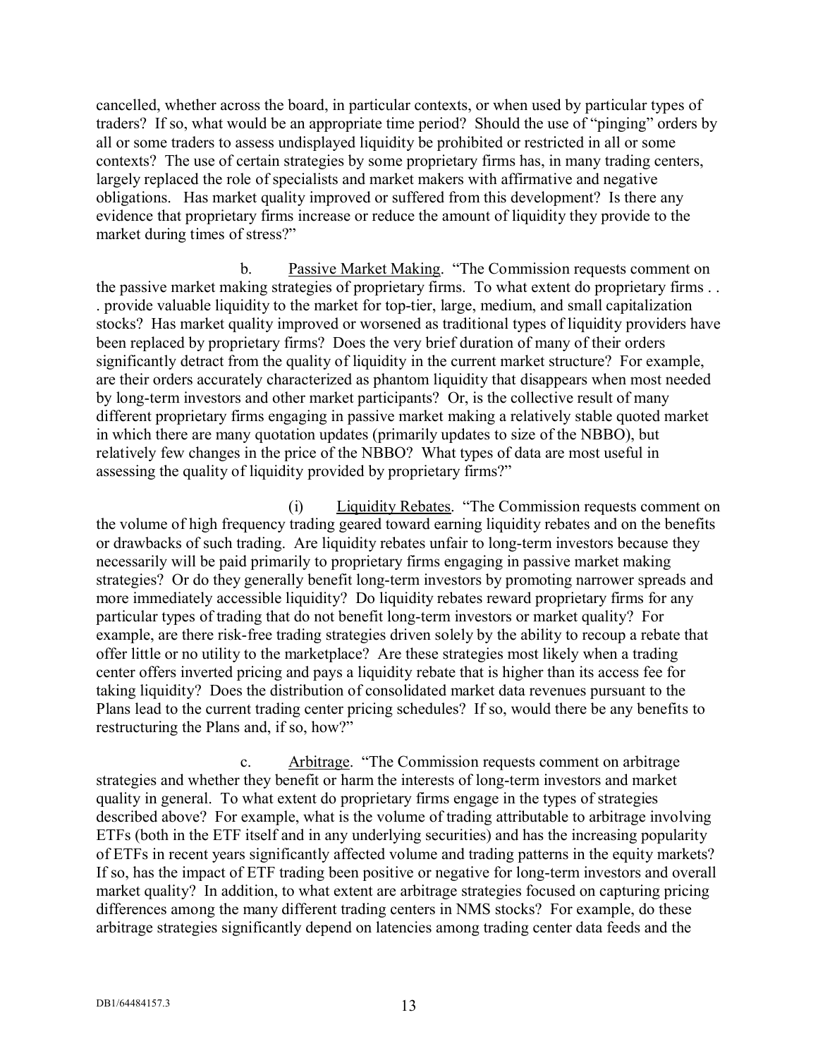cancelled, whether across the board, in particular contexts, or when used by particular types of traders? If so, what would be an appropriate time period? Should the use of "pinging" orders by all or some traders to assess undisplayed liquidity be prohibited or restricted in all or some contexts? The use of certain strategies by some proprietary firms has, in many trading centers, largely replaced the role of specialists and market makers with affirmative and negative obligations. Has market quality improved or suffered from this development? Is there any evidence that proprietary firms increase or reduce the amount of liquidity they provide to the market during times of stress?"

b. Passive Market Making. "The Commission requests comment on the passive market making strategies of proprietary firms. To what extent do proprietary firms . . . provide valuable liquidity to the market for top-tier, large, medium, and small capitalization stocks? Has market quality improved or worsened as traditional types of liquidity providers have been replaced by proprietary firms? Does the very brief duration of many of their orders significantly detract from the quality of liquidity in the current market structure? For example, are their orders accurately characterized as phantom liquidity that disappears when most needed by long-term investors and other market participants? Or, is the collective result of many different proprietary firms engaging in passive market making a relatively stable quoted market in which there are many quotation updates (primarily updates to size of the NBBO), but relatively few changes in the price of the NBBO? What types of data are most useful in assessing the quality of liquidity provided by proprietary firms?"

(i) Liquidity Rebates. "The Commission requests comment on the volume of high frequency trading geared toward earning liquidity rebates and on the benefits or drawbacks of such trading. Are liquidity rebates unfair to long-term investors because they necessarily will be paid primarily to proprietary firms engaging in passive market making strategies? Or do they generally benefit long-term investors by promoting narrower spreads and more immediately accessible liquidity? Do liquidity rebates reward proprietary firms for any particular types of trading that do not benefit long-term investors or market quality? For example, are there risk-free trading strategies driven solely by the ability to recoup a rebate that offer little or no utility to the marketplace? Are these strategies most likely when a trading center offers inverted pricing and pays a liquidity rebate that is higher than its access fee for taking liquidity? Does the distribution of consolidated market data revenues pursuant to the Plans lead to the current trading center pricing schedules? If so, would there be any benefits to restructuring the Plans and, if so, how?"

c. Arbitrage. "The Commission requests comment on arbitrage strategies and whether they benefit or harm the interests of long-term investors and market quality in general. To what extent do proprietary firms engage in the types of strategies described above? For example, what is the volume of trading attributable to arbitrage involving ETFs (both in the ETF itself and in any underlying securities) and has the increasing popularity of ETFs in recent years significantly affected volume and trading patterns in the equity markets? If so, has the impact of ETF trading been positive or negative for long-term investors and overall market quality? In addition, to what extent are arbitrage strategies focused on capturing pricing differences among the many different trading centers in NMS stocks? For example, do these arbitrage strategies significantly depend on latencies among trading center data feeds and the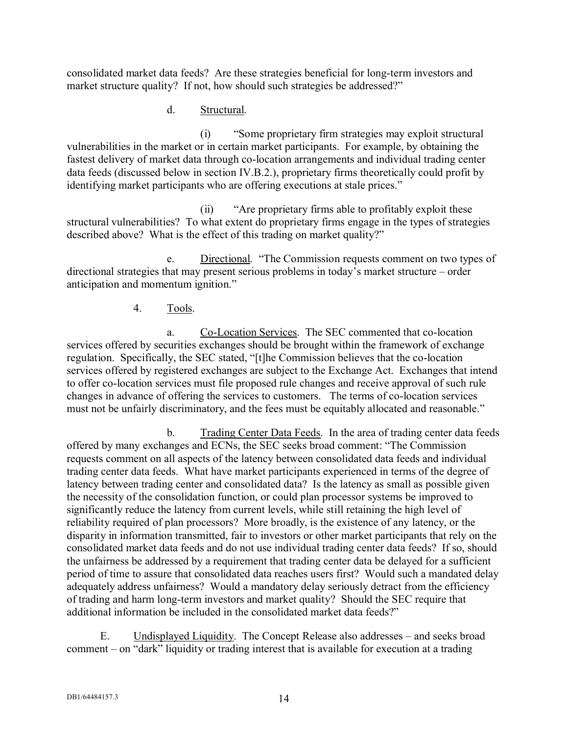consolidated market data feeds? Are these strategies beneficial for long-term investors and market structure quality? If not, how should such strategies be addressed?"

d. Structural.

(i) "Some proprietary firm strategies may exploit structural vulnerabilities in the market or in certain market participants. For example, by obtaining the fastest delivery of market data through co-location arrangements and individual trading center data feeds (discussed below in section IV.B.2.), proprietary firms theoretically could profit by identifying market participants who are offering executions at stale prices."

(ii) "Are proprietary firms able to profitably exploit these structural vulnerabilities? To what extent do proprietary firms engage in the types of strategies described above? What is the effect of this trading on market quality?"

e. Directional. "The Commission requests comment on two types of directional strategies that may present serious problems in today's market structure – order anticipation and momentum ignition."

4. Tools.

a. Co-Location Services. The SEC commented that co-location services offered by securities exchanges should be brought within the framework of exchange regulation. Specifically, the SEC stated, "[t]he Commission believes that the co-location services offered by registered exchanges are subject to the Exchange Act. Exchanges that intend to offer co-location services must file proposed rule changes and receive approval of such rule changes in advance of offering the services to customers. The terms of co-location services must not be unfairly discriminatory, and the fees must be equitably allocated and reasonable."

b. Trading Center Data Feeds. In the area of trading center data feeds offered by many exchanges and ECNs, the SEC seeks broad comment: "The Commission requests comment on all aspects of the latency between consolidated data feeds and individual trading center data feeds. What have market participants experienced in terms of the degree of latency between trading center and consolidated data? Is the latency as small as possible given the necessity of the consolidation function, or could plan processor systems be improved to significantly reduce the latency from current levels, while still retaining the high level of reliability required of plan processors? More broadly, is the existence of any latency, or the disparity in information transmitted, fair to investors or other market participants that rely on the consolidated market data feeds and do not use individual trading center data feeds? If so, should the unfairness be addressed by a requirement that trading center data be delayed for a sufficient period of time to assure that consolidated data reaches users first? Would such a mandated delay adequately address unfairness? Would a mandatory delay seriously detract from the efficiency of trading and harm long-term investors and market quality? Should the SEC require that additional information be included in the consolidated market data feeds?"

E. Undisplayed Liquidity. The Concept Release also addresses – and seeks broad comment – on "dark" liquidity or trading interest that is available for execution at a trading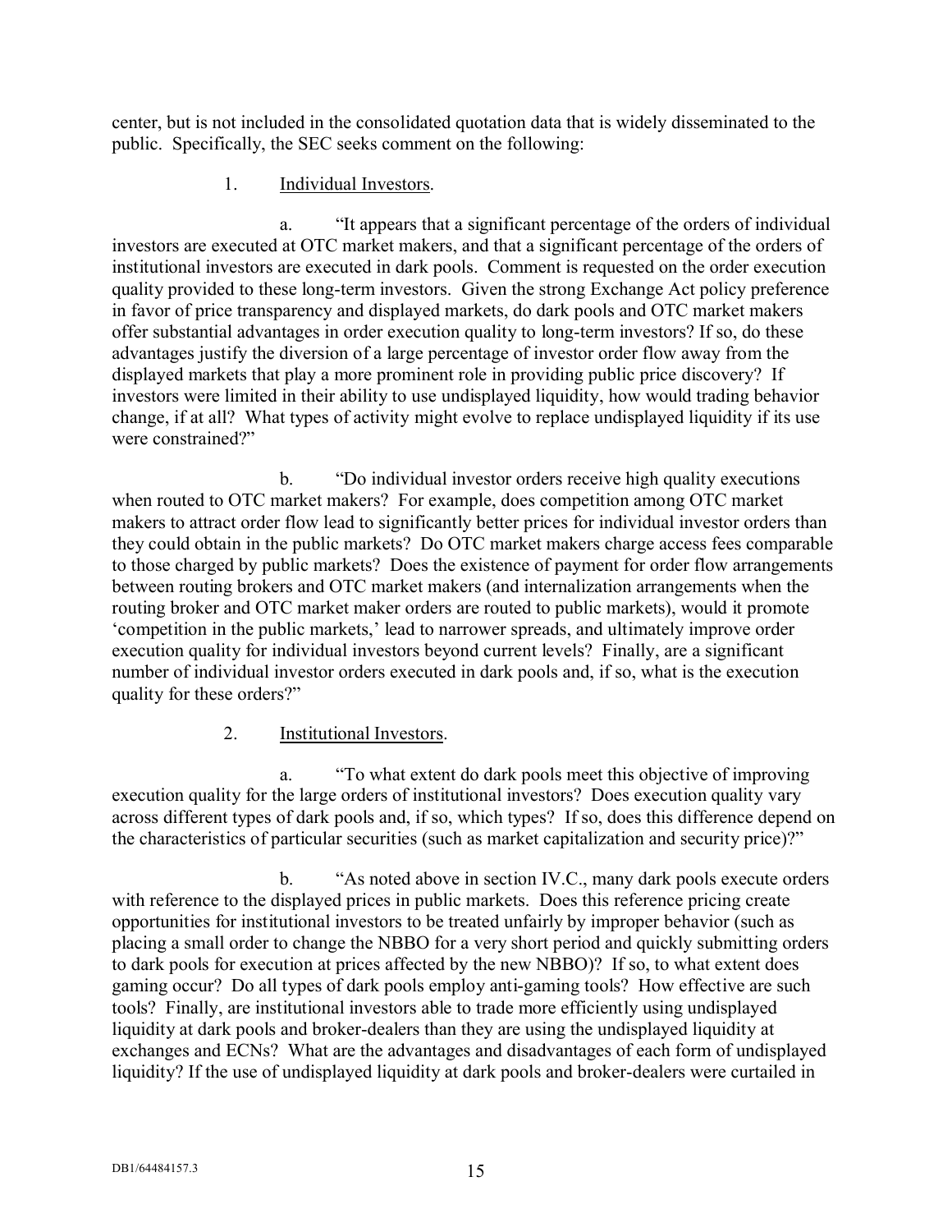center, but is not included in the consolidated quotation data that is widely disseminated to the public. Specifically, the SEC seeks comment on the following:

1. Individual Investors.

a. "It appears that a significant percentage of the orders of individual investors are executed at OTC market makers, and that a significant percentage of the orders of institutional investors are executed in dark pools. Comment is requested on the order execution quality provided to these long-term investors. Given the strong Exchange Act policy preference in favor of price transparency and displayed markets, do dark pools and OTC market makers offer substantial advantages in order execution quality to long-term investors? If so, do these advantages justify the diversion of a large percentage of investor order flow away from the displayed markets that play a more prominent role in providing public price discovery? If investors were limited in their ability to use undisplayed liquidity, how would trading behavior change, if at all? What types of activity might evolve to replace undisplayed liquidity if its use were constrained?"

b. "Do individual investor orders receive high quality executions when routed to OTC market makers? For example, does competition among OTC market makers to attract order flow lead to significantly better prices for individual investor orders than they could obtain in the public markets? Do OTC market makers charge access fees comparable to those charged by public markets? Does the existence of payment for order flow arrangements between routing brokers and OTC market makers (and internalization arrangements when the routing broker and OTC market maker orders are routed to public markets), would it promote 'competition in the public markets,' lead to narrower spreads, and ultimately improve order execution quality for individual investors beyond current levels? Finally, are a significant number of individual investor orders executed in dark pools and, if so, what is the execution quality for these orders?"

2. Institutional Investors.

a. "To what extent do dark pools meet this objective of improving execution quality for the large orders of institutional investors? Does execution quality vary across different types of dark pools and, if so, which types? If so, does this difference depend on the characteristics of particular securities (such as market capitalization and security price)?"

b. "As noted above in section IV.C., many dark pools execute orders with reference to the displayed prices in public markets. Does this reference pricing create opportunities for institutional investors to be treated unfairly by improper behavior (such as placing a small order to change the NBBO for a very short period and quickly submitting orders to dark pools for execution at prices affected by the new NBBO)? If so, to what extent does gaming occur? Do all types of dark pools employ anti-gaming tools? How effective are such tools? Finally, are institutional investors able to trade more efficiently using undisplayed liquidity at dark pools and broker-dealers than they are using the undisplayed liquidity at exchanges and ECNs? What are the advantages and disadvantages of each form of undisplayed liquidity? If the use of undisplayed liquidity at dark pools and broker-dealers were curtailed in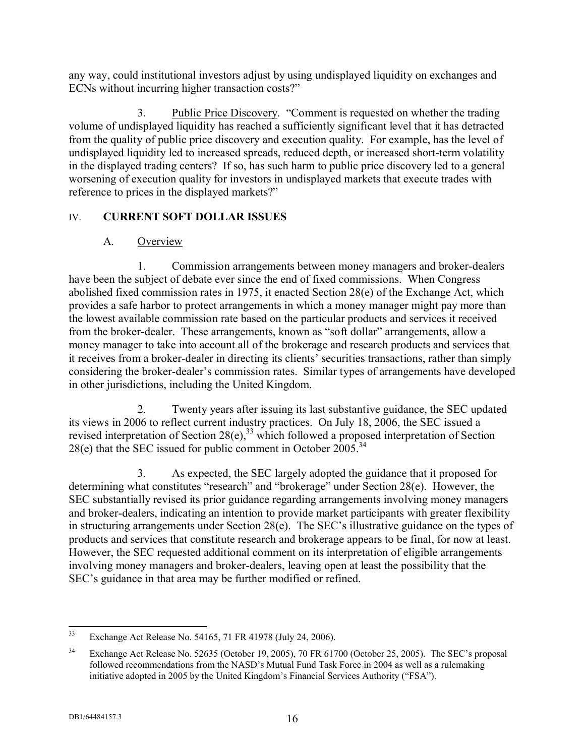any way, could institutional investors adjust by using undisplayed liquidity on exchanges and ECNs without incurring higher transaction costs?"

3. Public Price Discovery. "Comment is requested on whether the trading volume of undisplayed liquidity has reached a sufficiently significant level that it has detracted from the quality of public price discovery and execution quality. For example, has the level of undisplayed liquidity led to increased spreads, reduced depth, or increased short-term volatility in the displayed trading centers? If so, has such harm to public price discovery led to a general worsening of execution quality for investors in undisplayed markets that execute trades with reference to prices in the displayed markets?"

## IV. CURRENT SOFT DOLLAR ISSUES

### A. Overview

1. Commission arrangements between money managers and broker-dealers have been the subject of debate ever since the end of fixed commissions. When Congress abolished fixed commission rates in 1975, it enacted Section 28(e) of the Exchange Act, which provides a safe harbor to protect arrangements in which a money manager might pay more than the lowest available commission rate based on the particular products and services it received from the broker-dealer. These arrangements, known as "soft dollar" arrangements, allow a money manager to take into account all of the brokerage and research products and services that it receives from a broker-dealer in directing its clients' securities transactions, rather than simply considering the broker-dealer's commission rates. Similar types of arrangements have developed in other jurisdictions, including the United Kingdom.

2. Twenty years after issuing its last substantive guidance, the SEC updated its views in 2006 to reflect current industry practices. On July 18, 2006, the SEC issued a revised interpretation of Section 28(e),[33] which followed a proposed interpretation of Section 28(e) that the SEC issued for public comment in October 2005.[34]

3. As expected, the SEC largely adopted the guidance that it proposed for determining what constitutes "research" and "brokerage" under Section 28(e). However, the SEC substantially revised its prior guidance regarding arrangements involving money managers and broker-dealers, indicating an intention to provide market participants with greater flexibility in structuring arrangements under Section 28(e). The SEC's illustrative guidance on the types of products and services that constitute research and brokerage appears to be final, for now at least. However, the SEC requested additional comment on its interpretation of eligible arrangements involving money managers and broker-dealers, leaving open at least the possibility that the SEC's guidance in that area may be further modified or refined.

---

[33] Exchange Act Release No. 54165, 71 FR 41978 (July 24, 2006).

[34] Exchange Act Release No. 52635 (October 19, 2005), 70 FR 61700 (October 25, 2005). The SEC's proposal followed recommendations from the NASD's Mutual Fund Task Force in 2004 as well as a rulemaking initiative adopted in 2005 by the United Kingdom's Financial Services Authority ("FSA").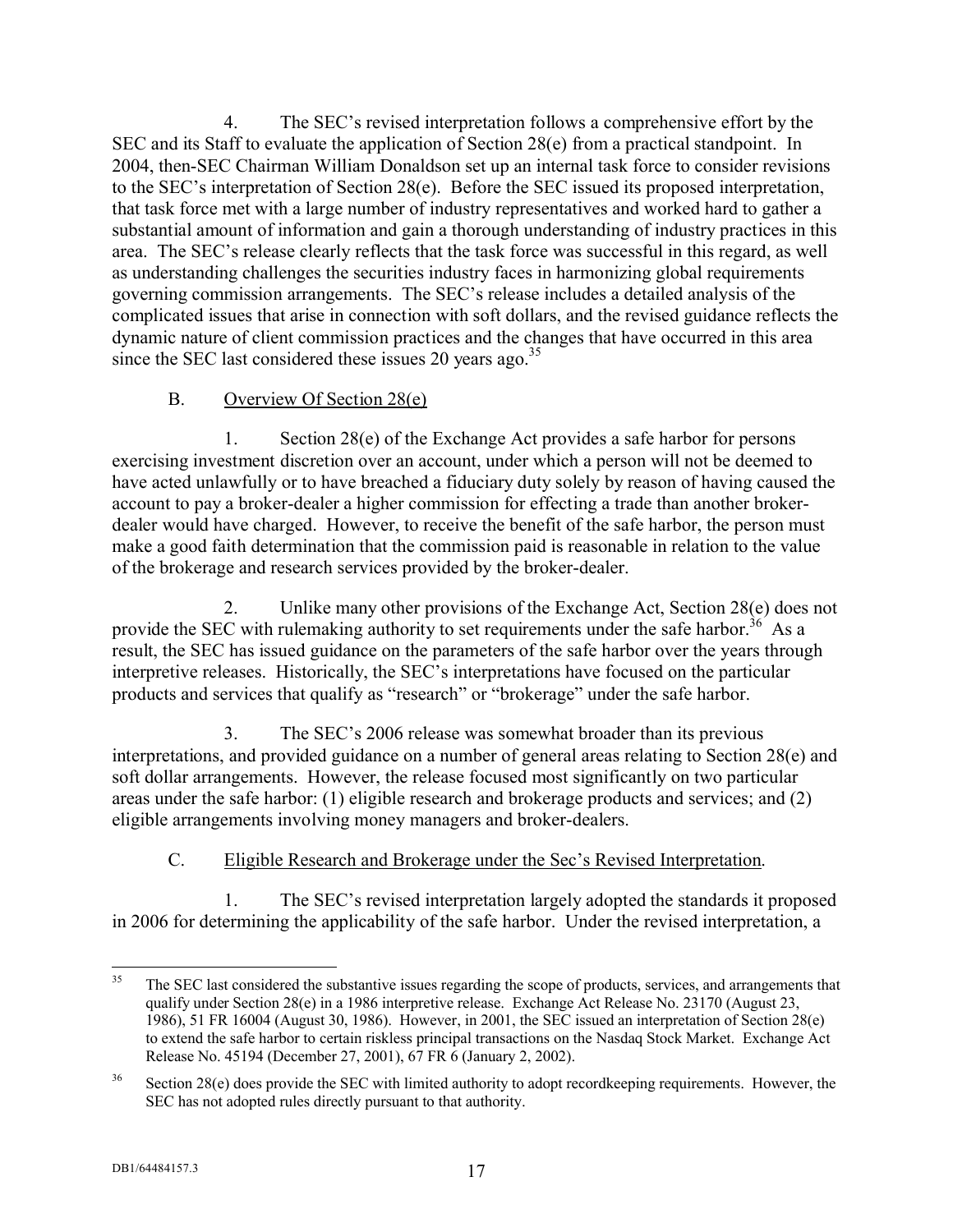4. The SEC's revised interpretation follows a comprehensive effort by the SEC and its Staff to evaluate the application of Section 28(e) from a practical standpoint. In 2004, then-SEC Chairman William Donaldson set up an internal task force to consider revisions to the SEC's interpretation of Section 28(e). Before the SEC issued its proposed interpretation, that task force met with a large number of industry representatives and worked hard to gather a substantial amount of information and gain a thorough understanding of industry practices in this area. The SEC's release clearly reflects that the task force was successful in this regard, as well as understanding challenges the securities industry faces in harmonizing global requirements governing commission arrangements. The SEC's release includes a detailed analysis of the complicated issues that arise in connection with soft dollars, and the revised guidance reflects the dynamic nature of client commission practices and the changes that have occurred in this area since the SEC last considered these issues 20 years ago.[35]

B. Overview Of Section 28(e)

1. Section 28(e) of the Exchange Act provides a safe harbor for persons exercising investment discretion over an account, under which a person will not be deemed to have acted unlawfully or to have breached a fiduciary duty solely by reason of having caused the account to pay a broker-dealer a higher commission for effecting a trade than another broker-dealer would have charged. However, to receive the benefit of the safe harbor, the person must make a good faith determination that the commission paid is reasonable in relation to the value of the brokerage and research services provided by the broker-dealer.

2. Unlike many other provisions of the Exchange Act, Section 28(e) does not provide the SEC with rulemaking authority to set requirements under the safe harbor.[36] As a result, the SEC has issued guidance on the parameters of the safe harbor over the years through interpretive releases. Historically, the SEC's interpretations have focused on the particular products and services that qualify as "research" or "brokerage" under the safe harbor.

3. The SEC's 2006 release was somewhat broader than its previous interpretations, and provided guidance on a number of general areas relating to Section 28(e) and soft dollar arrangements. However, the release focused most significantly on two particular areas under the safe harbor: (1) eligible research and brokerage products and services; and (2) eligible arrangements involving money managers and broker-dealers.

C. Eligible Research and Brokerage under the Sec's Revised Interpretation.

1. The SEC's revised interpretation largely adopted the standards it proposed in 2006 for determining the applicability of the safe harbor. Under the revised interpretation, a

---

[35] The SEC last considered the substantive issues regarding the scope of products, services, and arrangements that qualify under Section 28(e) in a 1986 interpretive release. Exchange Act Release No. 23170 (August 23, 1986), 51 FR 16004 (August 30, 1986). However, in 2001, the SEC issued an interpretation of Section 28(e) to extend the safe harbor to certain riskless principal transactions on the Nasdaq Stock Market. Exchange Act Release No. 45194 (December 27, 2001), 67 FR 6 (January 2, 2002).

[36] Section 28(e) does provide the SEC with limited authority to adopt recordkeeping requirements. However, the SEC has not adopted rules directly pursuant to that authority.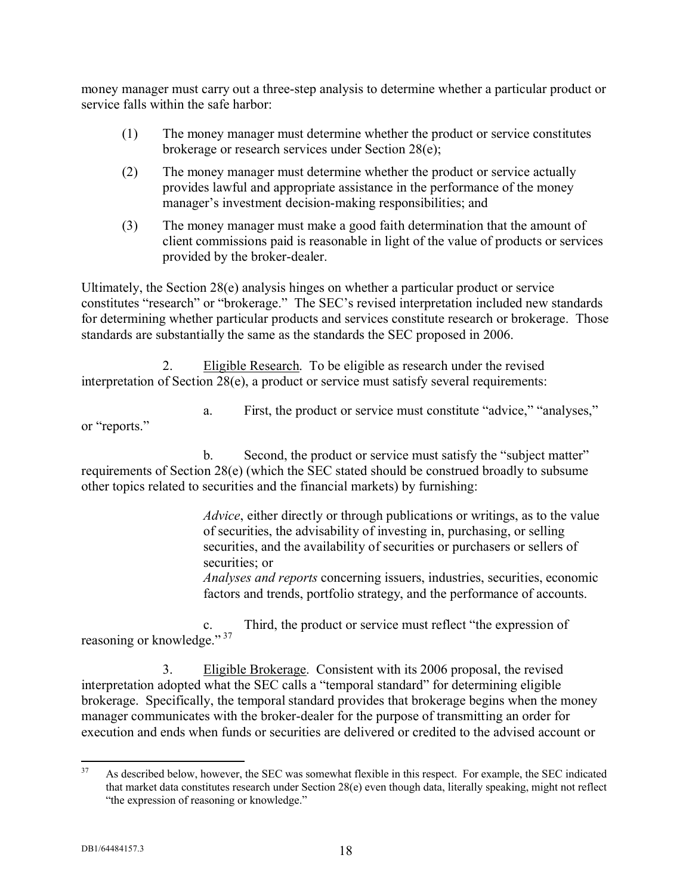money manager must carry out a three-step analysis to determine whether a particular product or service falls within the safe harbor:

(1) The money manager must determine whether the product or service constitutes brokerage or research services under Section 28(e);

(2) The money manager must determine whether the product or service actually provides lawful and appropriate assistance in the performance of the money manager's investment decision-making responsibilities; and

(3) The money manager must make a good faith determination that the amount of client commissions paid is reasonable in light of the value of products or services provided by the broker-dealer.

Ultimately, the Section 28(e) analysis hinges on whether a particular product or service constitutes "research" or "brokerage." The SEC's revised interpretation included new standards for determining whether particular products and services constitute research or brokerage. Those standards are substantially the same as the standards the SEC proposed in 2006.

2. Eligible Research. To be eligible as research under the revised interpretation of Section 28(e), a product or service must satisfy several requirements:

a. First, the product or service must constitute "advice," "analyses," or "reports."

b. Second, the product or service must satisfy the "subject matter" requirements of Section 28(e) (which the SEC stated should be construed broadly to subsume other topics related to securities and the financial markets) by furnishing:

> *Advice*, either directly or through publications or writings, as to the value of securities, the advisability of investing in, purchasing, or selling securities, and the availability of securities or purchasers or sellers of securities; or
> *Analyses and reports* concerning issuers, industries, securities, economic factors and trends, portfolio strategy, and the performance of accounts.

c. Third, the product or service must reflect "the expression of reasoning or knowledge." [37]

3. Eligible Brokerage. Consistent with its 2006 proposal, the revised interpretation adopted what the SEC calls a "temporal standard" for determining eligible brokerage. Specifically, the temporal standard provides that brokerage begins when the money manager communicates with the broker-dealer for the purpose of transmitting an order for execution and ends when funds or securities are delivered or credited to the advised account or

---

[37] As described below, however, the SEC was somewhat flexible in this respect. For example, the SEC indicated that market data constitutes research under Section 28(e) even though data, literally speaking, might not reflect "the expression of reasoning or knowledge."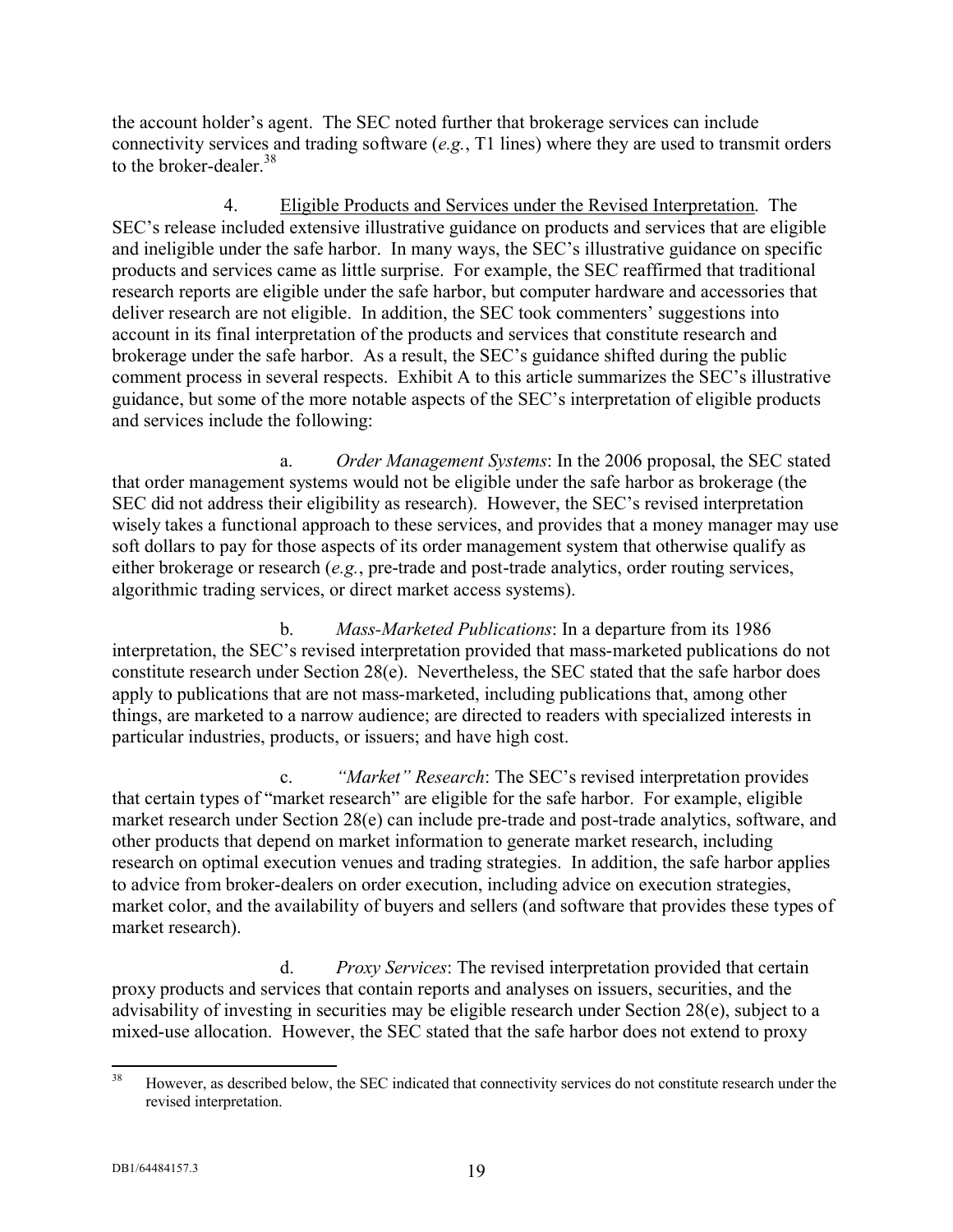the account holder's agent. The SEC noted further that brokerage services can include connectivity services and trading software (*e.g.*, T1 lines) where they are used to transmit orders to the broker-dealer.[38]

4. Eligible Products and Services under the Revised Interpretation. The SEC's release included extensive illustrative guidance on products and services that are eligible and ineligible under the safe harbor. In many ways, the SEC's illustrative guidance on specific products and services came as little surprise. For example, the SEC reaffirmed that traditional research reports are eligible under the safe harbor, but computer hardware and accessories that deliver research are not eligible. In addition, the SEC took commenters' suggestions into account in its final interpretation of the products and services that constitute research and brokerage under the safe harbor. As a result, the SEC's guidance shifted during the public comment process in several respects. Exhibit A to this article summarizes the SEC's illustrative guidance, but some of the more notable aspects of the SEC's interpretation of eligible products and services include the following:

a. *Order Management Systems*: In the 2006 proposal, the SEC stated that order management systems would not be eligible under the safe harbor as brokerage (the SEC did not address their eligibility as research). However, the SEC's revised interpretation wisely takes a functional approach to these services, and provides that a money manager may use soft dollars to pay for those aspects of its order management system that otherwise qualify as either brokerage or research (*e.g.*, pre-trade and post-trade analytics, order routing services, algorithmic trading services, or direct market access systems).

b. *Mass-Marketed Publications*: In a departure from its 1986 interpretation, the SEC's revised interpretation provided that mass-marketed publications do not constitute research under Section 28(e). Nevertheless, the SEC stated that the safe harbor does apply to publications that are not mass-marketed, including publications that, among other things, are marketed to a narrow audience; are directed to readers with specialized interests in particular industries, products, or issuers; and have high cost.

c. *"Market" Research*: The SEC's revised interpretation provides that certain types of "market research" are eligible for the safe harbor. For example, eligible market research under Section 28(e) can include pre-trade and post-trade analytics, software, and other products that depend on market information to generate market research, including research on optimal execution venues and trading strategies. In addition, the safe harbor applies to advice from broker-dealers on order execution, including advice on execution strategies, market color, and the availability of buyers and sellers (and software that provides these types of market research).

d. *Proxy Services*: The revised interpretation provided that certain proxy products and services that contain reports and analyses on issuers, securities, and the advisability of investing in securities may be eligible research under Section 28(e), subject to a mixed-use allocation. However, the SEC stated that the safe harbor does not extend to proxy

---

[38] However, as described below, the SEC indicated that connectivity services do not constitute research under the revised interpretation.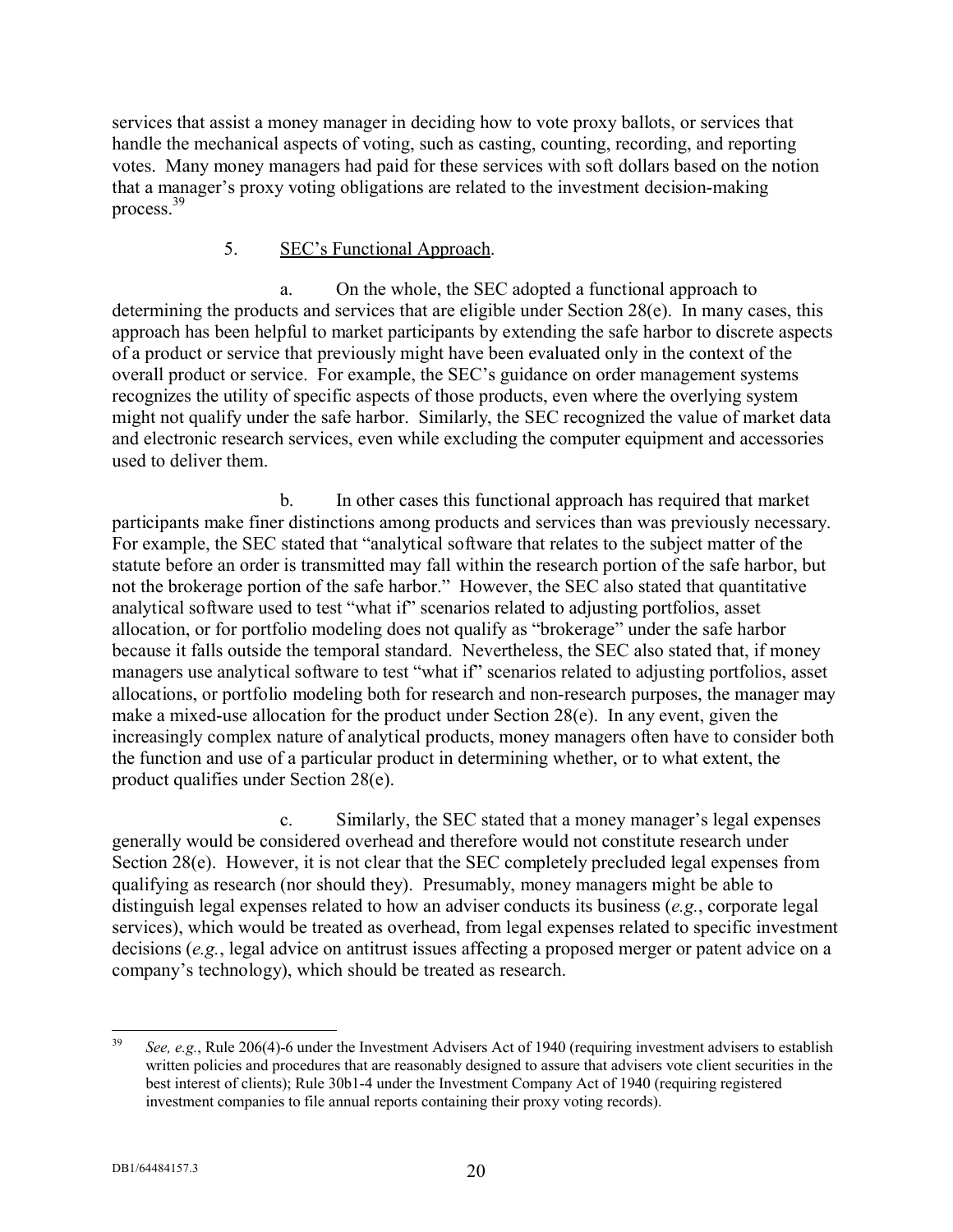services that assist a money manager in deciding how to vote proxy ballots, or services that handle the mechanical aspects of voting, such as casting, counting, recording, and reporting votes. Many money managers had paid for these services with soft dollars based on the notion that a manager's proxy voting obligations are related to the investment decision-making process.[39]

5. <u>SEC's Functional Approach</u>.

a. On the whole, the SEC adopted a functional approach to determining the products and services that are eligible under Section 28(e). In many cases, this approach has been helpful to market participants by extending the safe harbor to discrete aspects of a product or service that previously might have been evaluated only in the context of the overall product or service. For example, the SEC's guidance on order management systems recognizes the utility of specific aspects of those products, even where the overlying system might not qualify under the safe harbor. Similarly, the SEC recognized the value of market data and electronic research services, even while excluding the computer equipment and accessories used to deliver them.

b. In other cases this functional approach has required that market participants make finer distinctions among products and services than was previously necessary. For example, the SEC stated that "analytical software that relates to the subject matter of the statute before an order is transmitted may fall within the research portion of the safe harbor, but not the brokerage portion of the safe harbor." However, the SEC also stated that quantitative analytical software used to test "what if" scenarios related to adjusting portfolios, asset allocation, or for portfolio modeling does not qualify as "brokerage" under the safe harbor because it falls outside the temporal standard. Nevertheless, the SEC also stated that, if money managers use analytical software to test "what if" scenarios related to adjusting portfolios, asset allocations, or portfolio modeling both for research and non-research purposes, the manager may make a mixed-use allocation for the product under Section 28(e). In any event, given the increasingly complex nature of analytical products, money managers often have to consider both the function and use of a particular product in determining whether, or to what extent, the product qualifies under Section 28(e).

c. Similarly, the SEC stated that a money manager's legal expenses generally would be considered overhead and therefore would not constitute research under Section 28(e). However, it is not clear that the SEC completely precluded legal expenses from qualifying as research (nor should they). Presumably, money managers might be able to distinguish legal expenses related to how an adviser conducts its business (*e.g.*, corporate legal services), which would be treated as overhead, from legal expenses related to specific investment decisions (*e.g.*, legal advice on antitrust issues affecting a proposed merger or patent advice on a company's technology), which should be treated as research.

---

[39] *See, e.g.*, Rule 206(4)-6 under the Investment Advisers Act of 1940 (requiring investment advisers to establish written policies and procedures that are reasonably designed to assure that advisers vote client securities in the best interest of clients); Rule 30b1-4 under the Investment Company Act of 1940 (requiring registered investment companies to file annual reports containing their proxy voting records).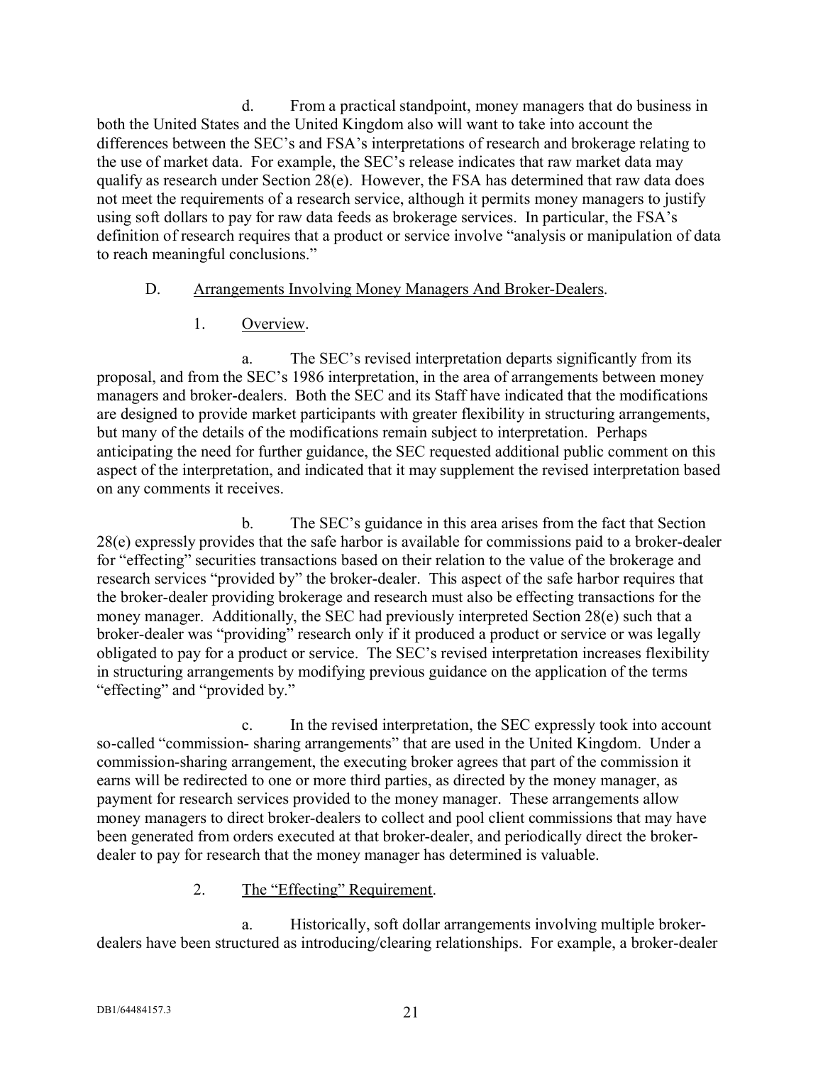d. From a practical standpoint, money managers that do business in both the United States and the United Kingdom also will want to take into account the differences between the SEC's and FSA's interpretations of research and brokerage relating to the use of market data. For example, the SEC's release indicates that raw market data may qualify as research under Section 28(e). However, the FSA has determined that raw data does not meet the requirements of a research service, although it permits money managers to justify using soft dollars to pay for raw data feeds as brokerage services. In particular, the FSA's definition of research requires that a product or service involve "analysis or manipulation of data to reach meaningful conclusions."

D. <u>Arrangements Involving Money Managers And Broker-Dealers</u>.

1. <u>Overview</u>.

a. The SEC's revised interpretation departs significantly from its proposal, and from the SEC's 1986 interpretation, in the area of arrangements between money managers and broker-dealers. Both the SEC and its Staff have indicated that the modifications are designed to provide market participants with greater flexibility in structuring arrangements, but many of the details of the modifications remain subject to interpretation. Perhaps anticipating the need for further guidance, the SEC requested additional public comment on this aspect of the interpretation, and indicated that it may supplement the revised interpretation based on any comments it receives.

b. The SEC's guidance in this area arises from the fact that Section 28(e) expressly provides that the safe harbor is available for commissions paid to a broker-dealer for "effecting" securities transactions based on their relation to the value of the brokerage and research services "provided by" the broker-dealer. This aspect of the safe harbor requires that the broker-dealer providing brokerage and research must also be effecting transactions for the money manager. Additionally, the SEC had previously interpreted Section 28(e) such that a broker-dealer was "providing" research only if it produced a product or service or was legally obligated to pay for a product or service. The SEC's revised interpretation increases flexibility in structuring arrangements by modifying previous guidance on the application of the terms "effecting" and "provided by."

c. In the revised interpretation, the SEC expressly took into account so-called "commission- sharing arrangements" that are used in the United Kingdom. Under a commission-sharing arrangement, the executing broker agrees that part of the commission it earns will be redirected to one or more third parties, as directed by the money manager, as payment for research services provided to the money manager. These arrangements allow money managers to direct broker-dealers to collect and pool client commissions that may have been generated from orders executed at that broker-dealer, and periodically direct the broker-dealer to pay for research that the money manager has determined is valuable.

2. <u>The "Effecting" Requirement</u>.

a. Historically, soft dollar arrangements involving multiple broker-dealers have been structured as introducing/clearing relationships. For example, a broker-dealer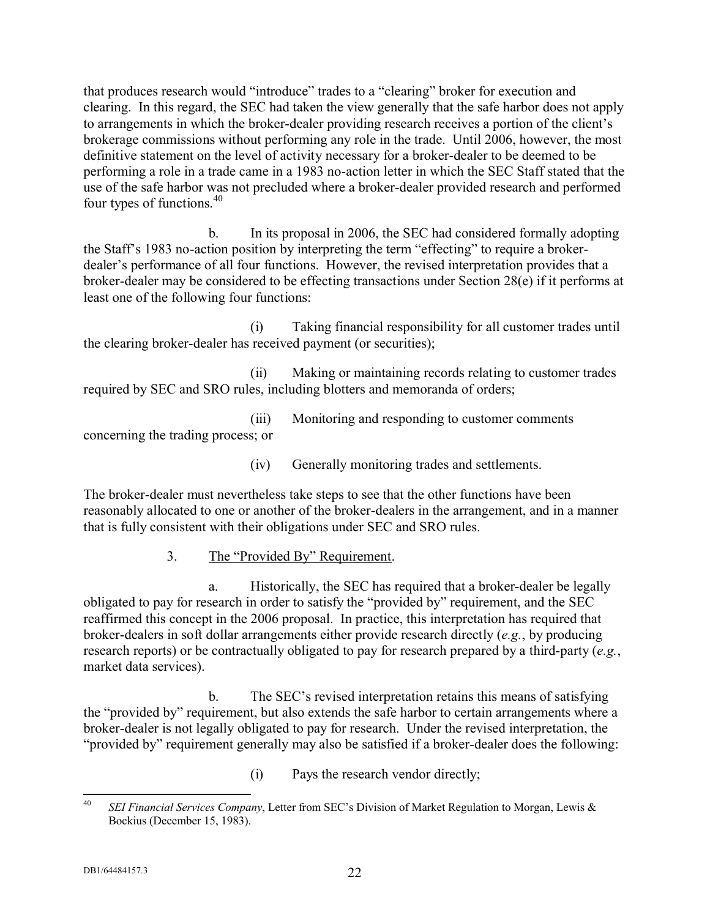that produces research would "introduce" trades to a "clearing" broker for execution and clearing. In this regard, the SEC had taken the view generally that the safe harbor does not apply to arrangements in which the broker-dealer providing research receives a portion of the client's brokerage commissions without performing any role in the trade. Until 2006, however, the most definitive statement on the level of activity necessary for a broker-dealer to be deemed to be performing a role in a trade came in a 1983 no-action letter in which the SEC Staff stated that the use of the safe harbor was not precluded where a broker-dealer provided research and performed four types of functions.[40]

b. In its proposal in 2006, the SEC had considered formally adopting the Staff's 1983 no-action position by interpreting the term "effecting" to require a broker-dealer's performance of all four functions. However, the revised interpretation provides that a broker-dealer may be considered to be effecting transactions under Section 28(e) if it performs at least one of the following four functions:

(i) Taking financial responsibility for all customer trades until the clearing broker-dealer has received payment (or securities);

(ii) Making or maintaining records relating to customer trades required by SEC and SRO rules, including blotters and memoranda of orders;

(iii) Monitoring and responding to customer comments concerning the trading process; or

(iv) Generally monitoring trades and settlements.

The broker-dealer must nevertheless take steps to see that the other functions have been reasonably allocated to one or another of the broker-dealers in the arrangement, and in a manner that is fully consistent with their obligations under SEC and SRO rules.

3. The "Provided By" Requirement.

a. Historically, the SEC has required that a broker-dealer be legally obligated to pay for research in order to satisfy the "provided by" requirement, and the SEC reaffirmed this concept in the 2006 proposal. In practice, this interpretation has required that broker-dealers in soft dollar arrangements either provide research directly (*e.g.*, by producing research reports) or be contractually obligated to pay for research prepared by a third-party (*e.g.*, market data services).

b. The SEC's revised interpretation retains this means of satisfying the "provided by" requirement, but also extends the safe harbor to certain arrangements where a broker-dealer is not legally obligated to pay for research. Under the revised interpretation, the "provided by" requirement generally may also be satisfied if a broker-dealer does the following:

(i) Pays the research vendor directly;

---

[40] *SEI Financial Services Company*, Letter from SEC's Division of Market Regulation to Morgan, Lewis & Bockius (December 15, 1983).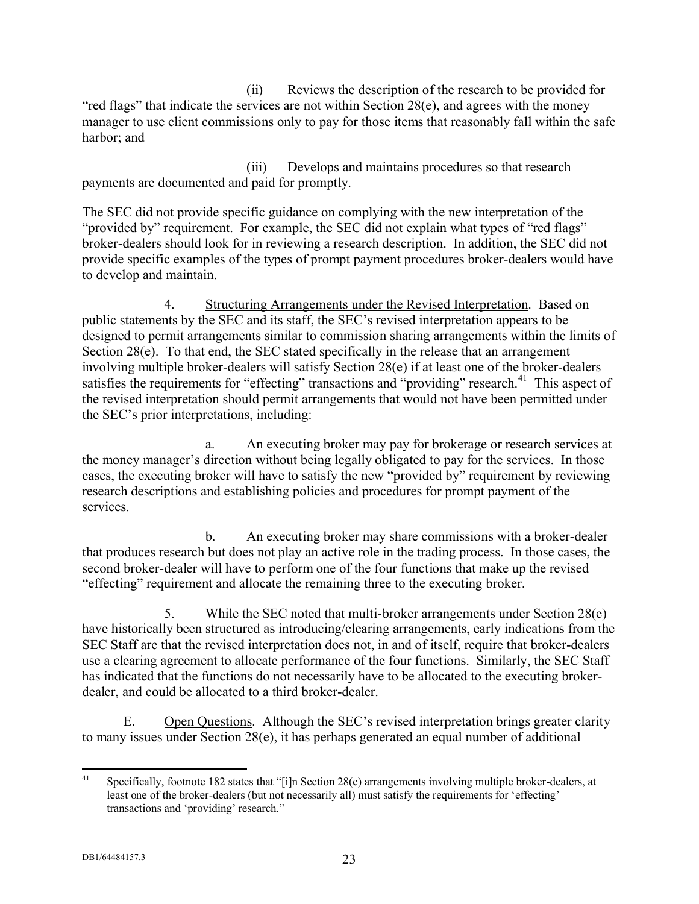(ii) Reviews the description of the research to be provided for "red flags" that indicate the services are not within Section 28(e), and agrees with the money manager to use client commissions only to pay for those items that reasonably fall within the safe harbor; and

(iii) Develops and maintains procedures so that research payments are documented and paid for promptly.

The SEC did not provide specific guidance on complying with the new interpretation of the "provided by" requirement. For example, the SEC did not explain what types of "red flags" broker-dealers should look for in reviewing a research description. In addition, the SEC did not provide specific examples of the types of prompt payment procedures broker-dealers would have to develop and maintain.

4. Structuring Arrangements under the Revised Interpretation. Based on public statements by the SEC and its staff, the SEC's revised interpretation appears to be designed to permit arrangements similar to commission sharing arrangements within the limits of Section 28(e). To that end, the SEC stated specifically in the release that an arrangement involving multiple broker-dealers will satisfy Section 28(e) if at least one of the broker-dealers satisfies the requirements for "effecting" transactions and "providing" research.[41] This aspect of the revised interpretation should permit arrangements that would not have been permitted under the SEC's prior interpretations, including:

a. An executing broker may pay for brokerage or research services at the money manager's direction without being legally obligated to pay for the services. In those cases, the executing broker will have to satisfy the new "provided by" requirement by reviewing research descriptions and establishing policies and procedures for prompt payment of the services.

b. An executing broker may share commissions with a broker-dealer that produces research but does not play an active role in the trading process. In those cases, the second broker-dealer will have to perform one of the four functions that make up the revised "effecting" requirement and allocate the remaining three to the executing broker.

5. While the SEC noted that multi-broker arrangements under Section 28(e) have historically been structured as introducing/clearing arrangements, early indications from the SEC Staff are that the revised interpretation does not, in and of itself, require that broker-dealers use a clearing agreement to allocate performance of the four functions. Similarly, the SEC Staff has indicated that the functions do not necessarily have to be allocated to the executing broker-dealer, and could be allocated to a third broker-dealer.

E. Open Questions. Although the SEC's revised interpretation brings greater clarity to many issues under Section 28(e), it has perhaps generated an equal number of additional

---

[41] Specifically, footnote 182 states that "[i]n Section 28(e) arrangements involving multiple broker-dealers, at least one of the broker-dealers (but not necessarily all) must satisfy the requirements for 'effecting' transactions and 'providing' research."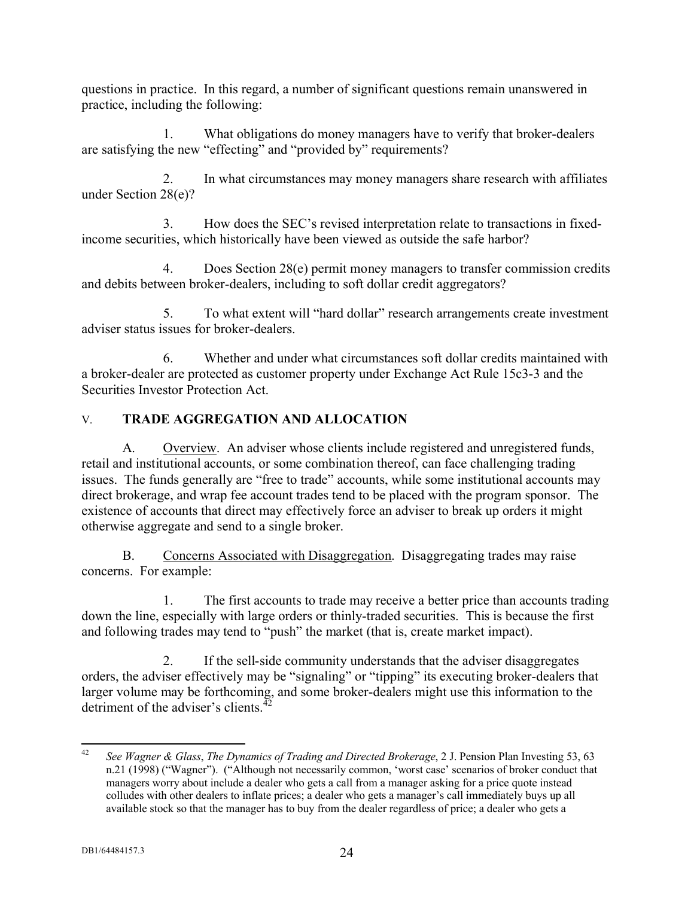questions in practice. In this regard, a number of significant questions remain unanswered in practice, including the following:

1. What obligations do money managers have to verify that broker-dealers are satisfying the new "effecting" and "provided by" requirements?

2. In what circumstances may money managers share research with affiliates under Section 28(e)?

3. How does the SEC's revised interpretation relate to transactions in fixed-income securities, which historically have been viewed as outside the safe harbor?

4. Does Section 28(e) permit money managers to transfer commission credits and debits between broker-dealers, including to soft dollar credit aggregators?

5. To what extent will "hard dollar" research arrangements create investment adviser status issues for broker-dealers.

6. Whether and under what circumstances soft dollar credits maintained with a broker-dealer are protected as customer property under Exchange Act Rule 15c3-3 and the Securities Investor Protection Act.

## V. TRADE AGGREGATION AND ALLOCATION

A. Overview. An adviser whose clients include registered and unregistered funds, retail and institutional accounts, or some combination thereof, can face challenging trading issues. The funds generally are "free to trade" accounts, while some institutional accounts may direct brokerage, and wrap fee account trades tend to be placed with the program sponsor. The existence of accounts that direct may effectively force an adviser to break up orders it might otherwise aggregate and send to a single broker.

B. Concerns Associated with Disaggregation. Disaggregating trades may raise concerns. For example:

1. The first accounts to trade may receive a better price than accounts trading down the line, especially with large orders or thinly-traded securities. This is because the first and following trades may tend to "push" the market (that is, create market impact).

2. If the sell-side community understands that the adviser disaggregates orders, the adviser effectively may be "signaling" or "tipping" its executing broker-dealers that larger volume may be forthcoming, and some broker-dealers might use this information to the detriment of the adviser's clients.[42]

---

[42] *See Wagner & Glass*, *The Dynamics of Trading and Directed Brokerage*, 2 J. Pension Plan Investing 53, 63 n.21 (1998) ("Wagner"). ("Although not necessarily common, 'worst case' scenarios of broker conduct that managers worry about include a dealer who gets a call from a manager asking for a price quote instead colludes with other dealers to inflate prices; a dealer who gets a manager's call immediately buys up all available stock so that the manager has to buy from the dealer regardless of price; a dealer who gets a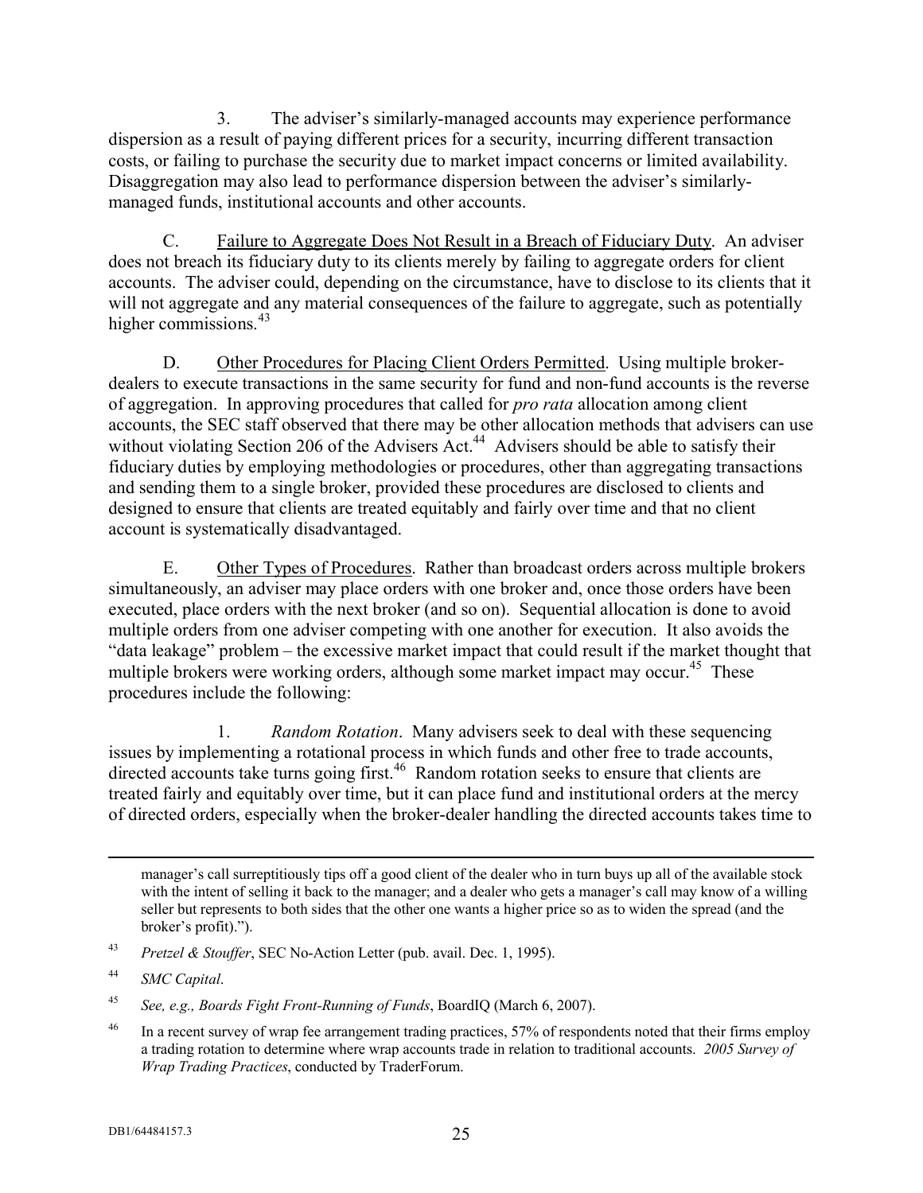3. The adviser's similarly-managed accounts may experience performance dispersion as a result of paying different prices for a security, incurring different transaction costs, or failing to purchase the security due to market impact concerns or limited availability. Disaggregation may also lead to performance dispersion between the adviser's similarly-managed funds, institutional accounts and other accounts.

C. Failure to Aggregate Does Not Result in a Breach of Fiduciary Duty. An adviser does not breach its fiduciary duty to its clients merely by failing to aggregate orders for client accounts. The adviser could, depending on the circumstance, have to disclose to its clients that it will not aggregate and any material consequences of the failure to aggregate, such as potentially higher commissions.[43]

D. Other Procedures for Placing Client Orders Permitted. Using multiple broker-dealers to execute transactions in the same security for fund and non-fund accounts is the reverse of aggregation. In approving procedures that called for *pro rata* allocation among client accounts, the SEC staff observed that there may be other allocation methods that advisers can use without violating Section 206 of the Advisers Act.[44] Advisers should be able to satisfy their fiduciary duties by employing methodologies or procedures, other than aggregating transactions and sending them to a single broker, provided these procedures are disclosed to clients and designed to ensure that clients are treated equitably and fairly over time and that no client account is systematically disadvantaged.

E. Other Types of Procedures. Rather than broadcast orders across multiple brokers simultaneously, an adviser may place orders with one broker and, once those orders have been executed, place orders with the next broker (and so on). Sequential allocation is done to avoid multiple orders from one adviser competing with one another for execution. It also avoids the "data leakage" problem – the excessive market impact that could result if the market thought that multiple brokers were working orders, although some market impact may occur.[45] These procedures include the following:

1. *Random Rotation*. Many advisers seek to deal with these sequencing issues by implementing a rotational process in which funds and other free to trade accounts, directed accounts take turns going first.[46] Random rotation seeks to ensure that clients are treated fairly and equitably over time, but it can place fund and institutional orders at the mercy of directed orders, especially when the broker-dealer handling the directed accounts takes time to

---

manager's call surreptitiously tips off a good client of the dealer who in turn buys up all of the available stock with the intent of selling it back to the manager; and a dealer who gets a manager's call may know of a willing seller but represents to both sides that the other one wants a higher price so as to widen the spread (and the broker's profit).").

[43] *Pretzel & Stouffer*, SEC No-Action Letter (pub. avail. Dec. 1, 1995).

[44] *SMC Capital*.

[45] *See, e.g., Boards Fight Front-Running of Funds*, BoardIQ (March 6, 2007).

[46] In a recent survey of wrap fee arrangement trading practices, 57% of respondents noted that their firms employ a trading rotation to determine where wrap accounts trade in relation to traditional accounts. *2005 Survey of Wrap Trading Practices*, conducted by TraderForum.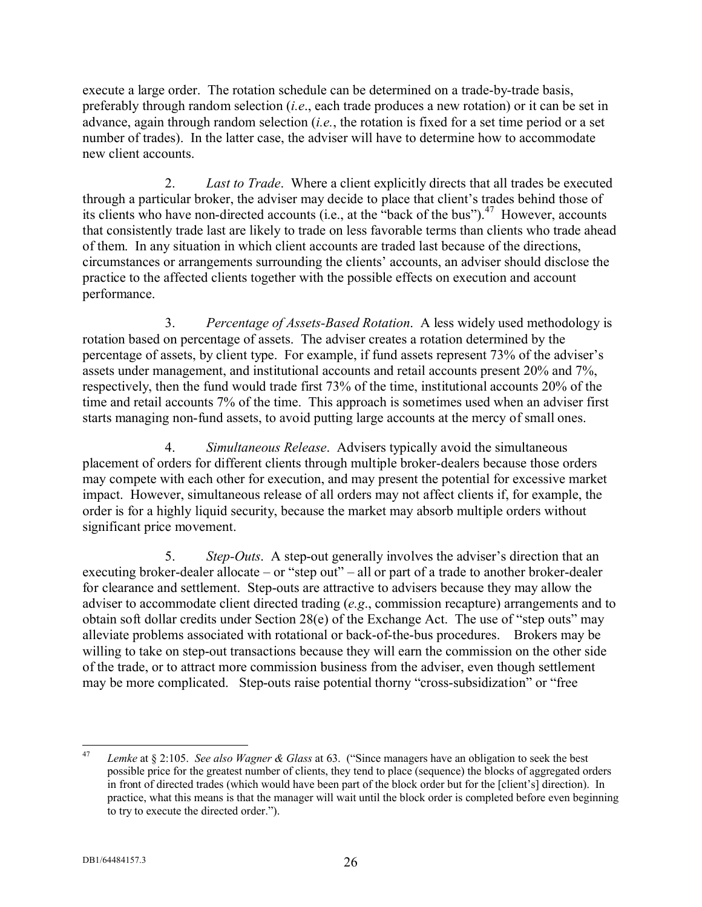execute a large order. The rotation schedule can be determined on a trade-by-trade basis, preferably through random selection (*i.e*., each trade produces a new rotation) or it can be set in advance, again through random selection (*i.e.*, the rotation is fixed for a set time period or a set number of trades). In the latter case, the adviser will have to determine how to accommodate new client accounts.

2. *Last to Trade*. Where a client explicitly directs that all trades be executed through a particular broker, the adviser may decide to place that client's trades behind those of its clients who have non-directed accounts (i.e., at the "back of the bus").[47] However, accounts that consistently trade last are likely to trade on less favorable terms than clients who trade ahead of them. In any situation in which client accounts are traded last because of the directions, circumstances or arrangements surrounding the clients' accounts, an adviser should disclose the practice to the affected clients together with the possible effects on execution and account performance.

3. *Percentage of Assets-Based Rotation*. A less widely used methodology is rotation based on percentage of assets. The adviser creates a rotation determined by the percentage of assets, by client type. For example, if fund assets represent 73% of the adviser's assets under management, and institutional accounts and retail accounts present 20% and 7%, respectively, then the fund would trade first 73% of the time, institutional accounts 20% of the time and retail accounts 7% of the time. This approach is sometimes used when an adviser first starts managing non-fund assets, to avoid putting large accounts at the mercy of small ones.

4. *Simultaneous Release*. Advisers typically avoid the simultaneous placement of orders for different clients through multiple broker-dealers because those orders may compete with each other for execution, and may present the potential for excessive market impact. However, simultaneous release of all orders may not affect clients if, for example, the order is for a highly liquid security, because the market may absorb multiple orders without significant price movement.

5. *Step-Outs*. A step-out generally involves the adviser's direction that an executing broker-dealer allocate – or "step out" – all or part of a trade to another broker-dealer for clearance and settlement. Step-outs are attractive to advisers because they may allow the adviser to accommodate client directed trading (*e.g*., commission recapture) arrangements and to obtain soft dollar credits under Section 28(e) of the Exchange Act. The use of "step outs" may alleviate problems associated with rotational or back-of-the-bus procedures. Brokers may be willing to take on step-out transactions because they will earn the commission on the other side of the trade, or to attract more commission business from the adviser, even though settlement may be more complicated. Step-outs raise potential thorny "cross-subsidization" or "free

---

[47] *Lemke* at § 2:105. *See also Wagner & Glass* at 63. ("Since managers have an obligation to seek the best possible price for the greatest number of clients, they tend to place (sequence) the blocks of aggregated orders in front of directed trades (which would have been part of the block order but for the [client's] direction). In practice, what this means is that the manager will wait until the block order is completed before even beginning to try to execute the directed order.").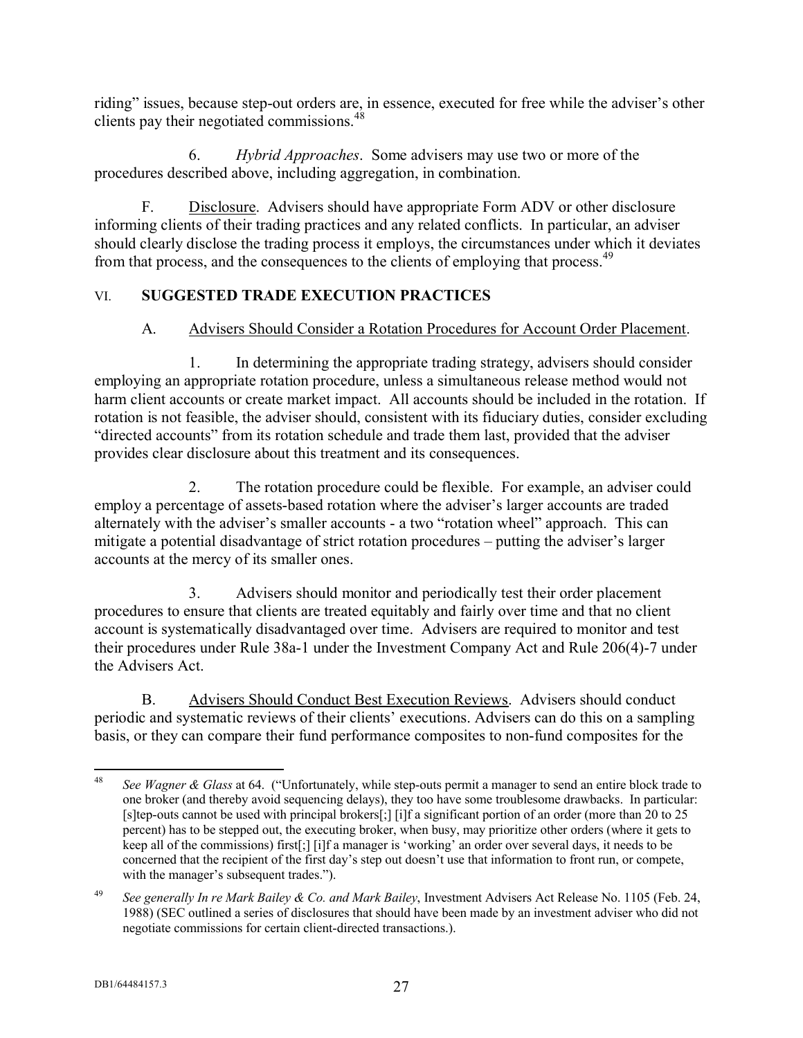riding" issues, because step-out orders are, in essence, executed for free while the adviser's other clients pay their negotiated commissions.[48]

6. *Hybrid Approaches*. Some advisers may use two or more of the procedures described above, including aggregation, in combination.

F. Disclosure. Advisers should have appropriate Form ADV or other disclosure informing clients of their trading practices and any related conflicts. In particular, an adviser should clearly disclose the trading process it employs, the circumstances under which it deviates from that process, and the consequences to the clients of employing that process.[49]

## VI. SUGGESTED TRADE EXECUTION PRACTICES

### A. Advisers Should Consider a Rotation Procedures for Account Order Placement.

1. In determining the appropriate trading strategy, advisers should consider employing an appropriate rotation procedure, unless a simultaneous release method would not harm client accounts or create market impact. All accounts should be included in the rotation. If rotation is not feasible, the adviser should, consistent with its fiduciary duties, consider excluding "directed accounts" from its rotation schedule and trade them last, provided that the adviser provides clear disclosure about this treatment and its consequences.

2. The rotation procedure could be flexible. For example, an adviser could employ a percentage of assets-based rotation where the adviser's larger accounts are traded alternately with the adviser's smaller accounts - a two "rotation wheel" approach. This can mitigate a potential disadvantage of strict rotation procedures – putting the adviser's larger accounts at the mercy of its smaller ones.

3. Advisers should monitor and periodically test their order placement procedures to ensure that clients are treated equitably and fairly over time and that no client account is systematically disadvantaged over time. Advisers are required to monitor and test their procedures under Rule 38a-1 under the Investment Company Act and Rule 206(4)-7 under the Advisers Act.

B. Advisers Should Conduct Best Execution Reviews. Advisers should conduct periodic and systematic reviews of their clients' executions. Advisers can do this on a sampling basis, or they can compare their fund performance composites to non-fund composites for the

---

[48] *See Wagner & Glass* at 64. ("Unfortunately, while step-outs permit a manager to send an entire block trade to one broker (and thereby avoid sequencing delays), they too have some troublesome drawbacks. In particular: [s]tep-outs cannot be used with principal brokers[;] [i]f a significant portion of an order (more than 20 to 25 percent) has to be stepped out, the executing broker, when busy, may prioritize other orders (where it gets to keep all of the commissions) first[;] [i]f a manager is 'working' an order over several days, it needs to be concerned that the recipient of the first day's step out doesn't use that information to front run, or compete, with the manager's subsequent trades.").

[49] *See generally In re Mark Bailey & Co. and Mark Bailey*, Investment Advisers Act Release No. 1105 (Feb. 24, 1988) (SEC outlined a series of disclosures that should have been made by an investment adviser who did not negotiate commissions for certain client-directed transactions.).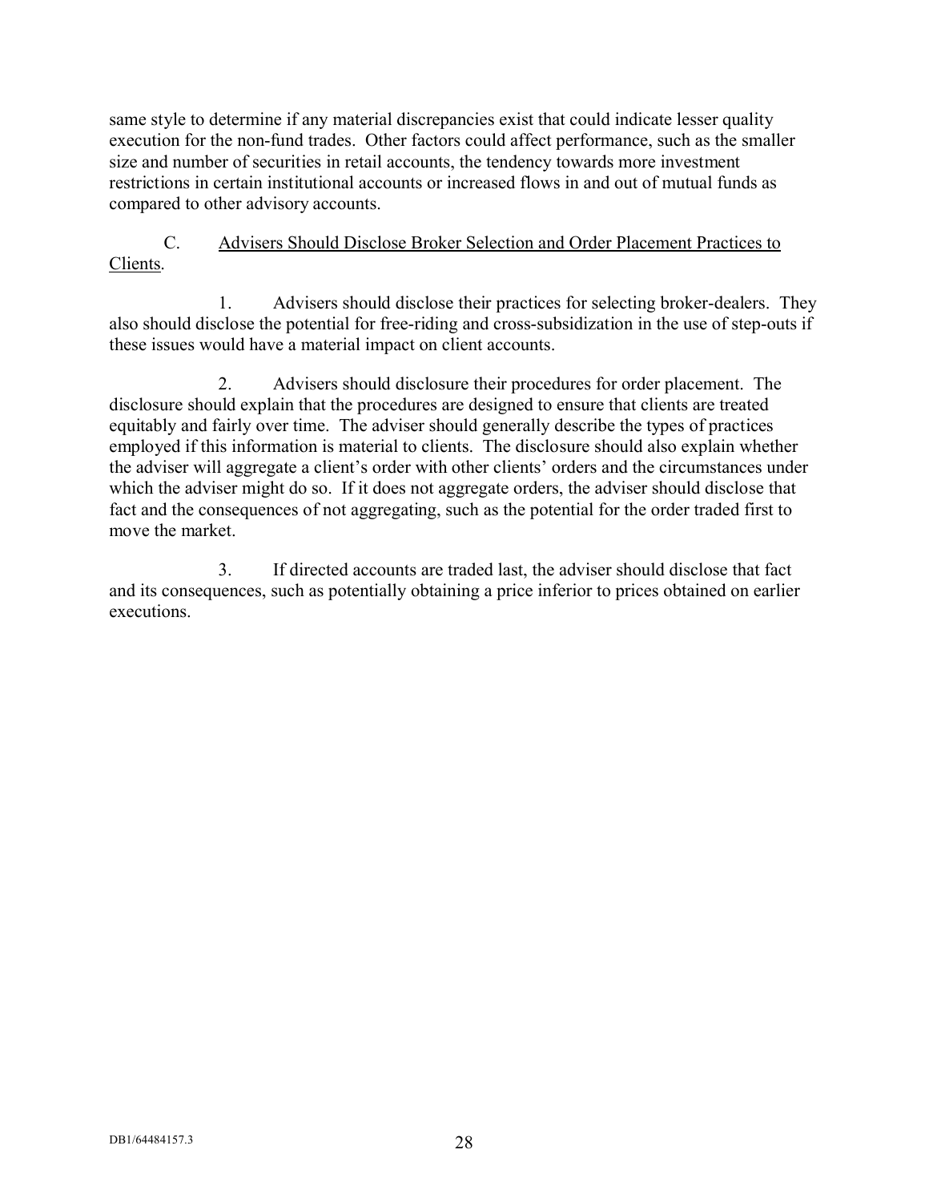same style to determine if any material discrepancies exist that could indicate lesser quality execution for the non-fund trades. Other factors could affect performance, such as the smaller size and number of securities in retail accounts, the tendency towards more investment restrictions in certain institutional accounts or increased flows in and out of mutual funds as compared to other advisory accounts.

C. <u>Advisers Should Disclose Broker Selection and Order Placement Practices to Clients</u>.

1. Advisers should disclose their practices for selecting broker-dealers. They also should disclose the potential for free-riding and cross-subsidization in the use of step-outs if these issues would have a material impact on client accounts.

2. Advisers should disclosure their procedures for order placement. The disclosure should explain that the procedures are designed to ensure that clients are treated equitably and fairly over time. The adviser should generally describe the types of practices employed if this information is material to clients. The disclosure should also explain whether the adviser will aggregate a client's order with other clients' orders and the circumstances under which the adviser might do so. If it does not aggregate orders, the adviser should disclose that fact and the consequences of not aggregating, such as the potential for the order traded first to move the market.

3. If directed accounts are traded last, the adviser should disclose that fact and its consequences, such as potentially obtaining a price inferior to prices obtained on earlier executions.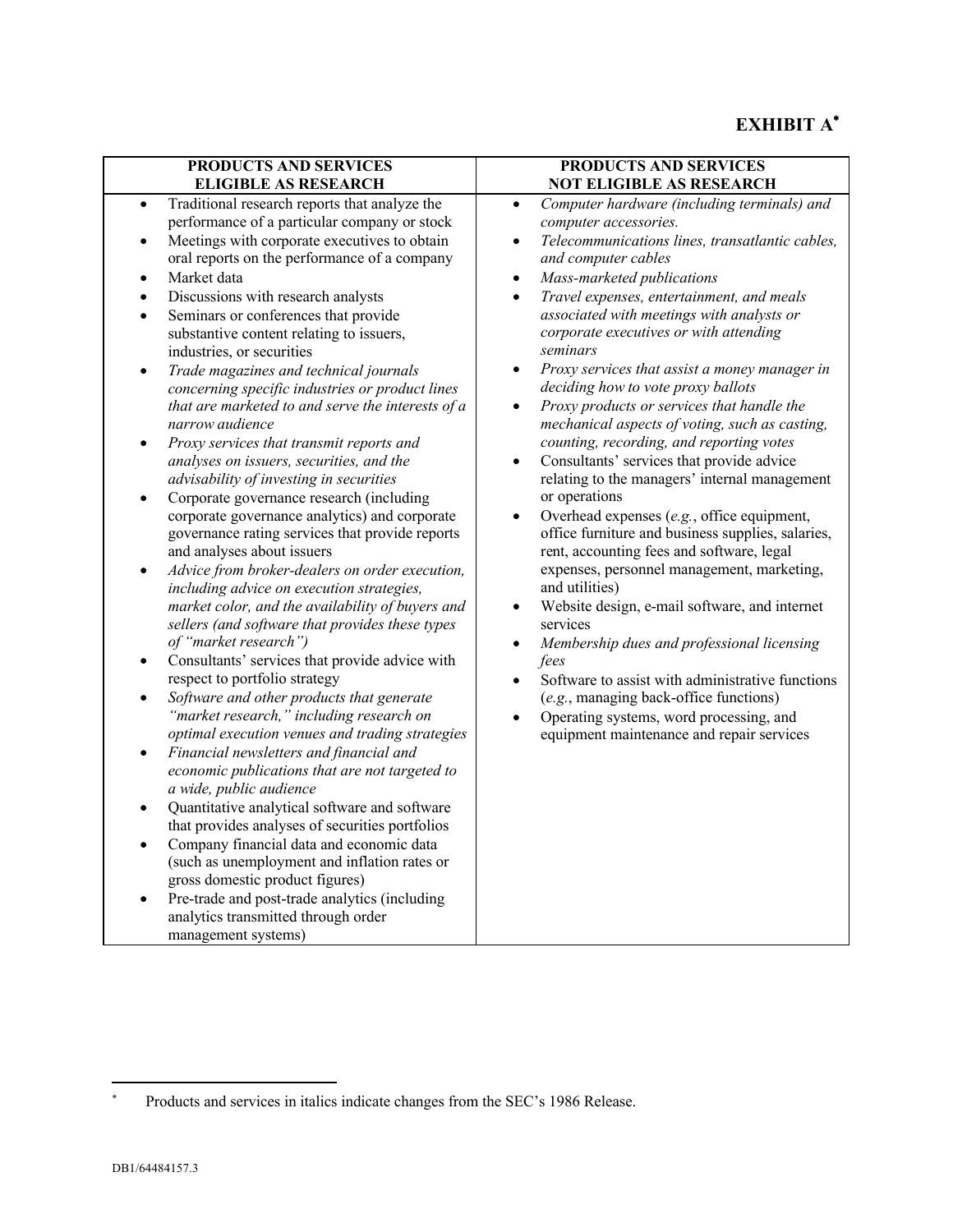# EXHIBIT A*

| PRODUCTS AND SERVICES ELIGIBLE AS RESEARCH | PRODUCTS AND SERVICES NOT ELIGIBLE AS RESEARCH |
|---|---|
| • Traditional research reports that analyze the performance of a particular company or stock<br>• Meetings with corporate executives to obtain oral reports on the performance of a company<br>• Market data<br>• Discussions with research analysts<br>• Seminars or conferences that provide substantive content relating to issuers, industries, or securities<br>• *Trade magazines and technical journals concerning specific industries or product lines that are marketed to and serve the interests of a narrow audience*<br>• *Proxy services that transmit reports and analyses on issuers, securities, and the advisability of investing in securities*<br>• Corporate governance research (including corporate governance analytics) and corporate governance rating services that provide reports and analyses about issuers<br>• *Advice from broker-dealers on order execution, including advice on execution strategies, market color, and the availability of buyers and sellers (and software that provides these types of "market research")*<br>• Consultants' services that provide advice with respect to portfolio strategy<br>• *Software and other products that generate "market research," including research on optimal execution venues and trading strategies*<br>• *Financial newsletters and financial and economic publications that are not targeted to a wide, public audience*<br>• Quantitative analytical software and software that provides analyses of securities portfolios<br>• Company financial data and economic data (such as unemployment and inflation rates or gross domestic product figures)<br>• Pre-trade and post-trade analytics (including analytics transmitted through order management systems) | • *Computer hardware (including terminals) and computer accessories.*<br>• *Telecommunications lines, transatlantic cables, and computer cables*<br>• *Mass-marketed publications*<br>• *Travel expenses, entertainment, and meals associated with meetings with analysts or corporate executives or with attending seminars*<br>• *Proxy services that assist a money manager in deciding how to vote proxy ballots*<br>• *Proxy products or services that handle the mechanical aspects of voting, such as casting, counting, recording, and reporting votes*<br>• Consultants' services that provide advice relating to the managers' internal management or operations<br>• Overhead expenses (*e.g.*, office equipment, office furniture and business supplies, salaries, rent, accounting fees and software, legal expenses, personnel management, marketing, and utilities)<br>• Website design, e-mail software, and internet services<br>• *Membership dues and professional licensing fees*<br>• Software to assist with administrative functions (*e.g.*, managing back-office functions)<br>• Operating systems, word processing, and equipment maintenance and repair services |

\* Products and services in italics indicate changes from the SEC's 1986 Release.

DB1/64484157.3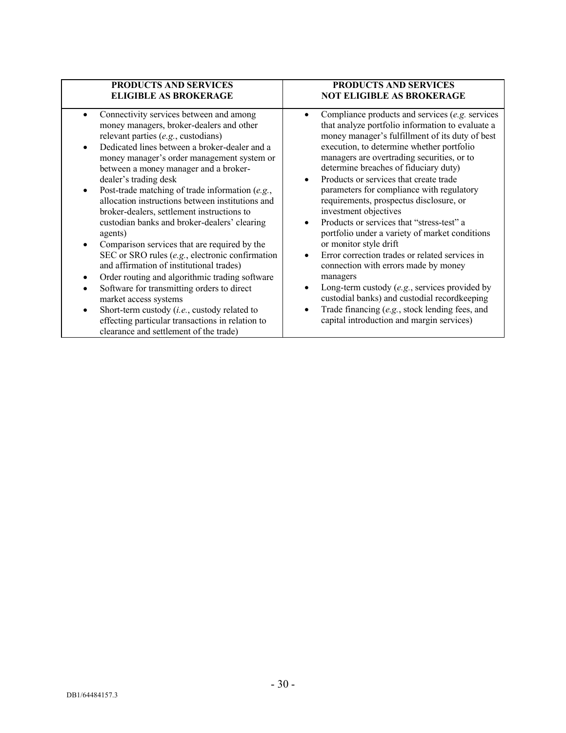| PRODUCTS AND SERVICES ELIGIBLE AS BROKERAGE | PRODUCTS AND SERVICES NOT ELIGIBLE AS BROKERAGE |
|---|---|
| • Connectivity services between and among money managers, broker-dealers and other relevant parties (*e.g.*, custodians)<br>• Dedicated lines between a broker-dealer and a money manager's order management system or between a money manager and a broker-dealer's trading desk<br>• Post-trade matching of trade information (*e.g.*, allocation instructions between institutions and broker-dealers, settlement instructions to custodian banks and broker-dealers' clearing agents)<br>• Comparison services that are required by the SEC or SRO rules (*e.g.*, electronic confirmation and affirmation of institutional trades)<br>• Order routing and algorithmic trading software<br>• Software for transmitting orders to direct market access systems<br>• Short-term custody (*i.e.*, custody related to effecting particular transactions in relation to clearance and settlement of the trade) | • Compliance products and services (*e.g.* services that analyze portfolio information to evaluate a money manager's fulfillment of its duty of best execution, to determine whether portfolio managers are overtrading securities, or to determine breaches of fiduciary duty)<br>• Products or services that create trade parameters for compliance with regulatory requirements, prospectus disclosure, or investment objectives<br>• Products or services that "stress-test" a portfolio under a variety of market conditions or monitor style drift<br>• Error correction trades or related services in connection with errors made by money managers<br>• Long-term custody (*e.g.*, services provided by custodial banks) and custodial recordkeeping<br>• Trade financing (*e.g.*, stock lending fees, and capital introduction and margin services) |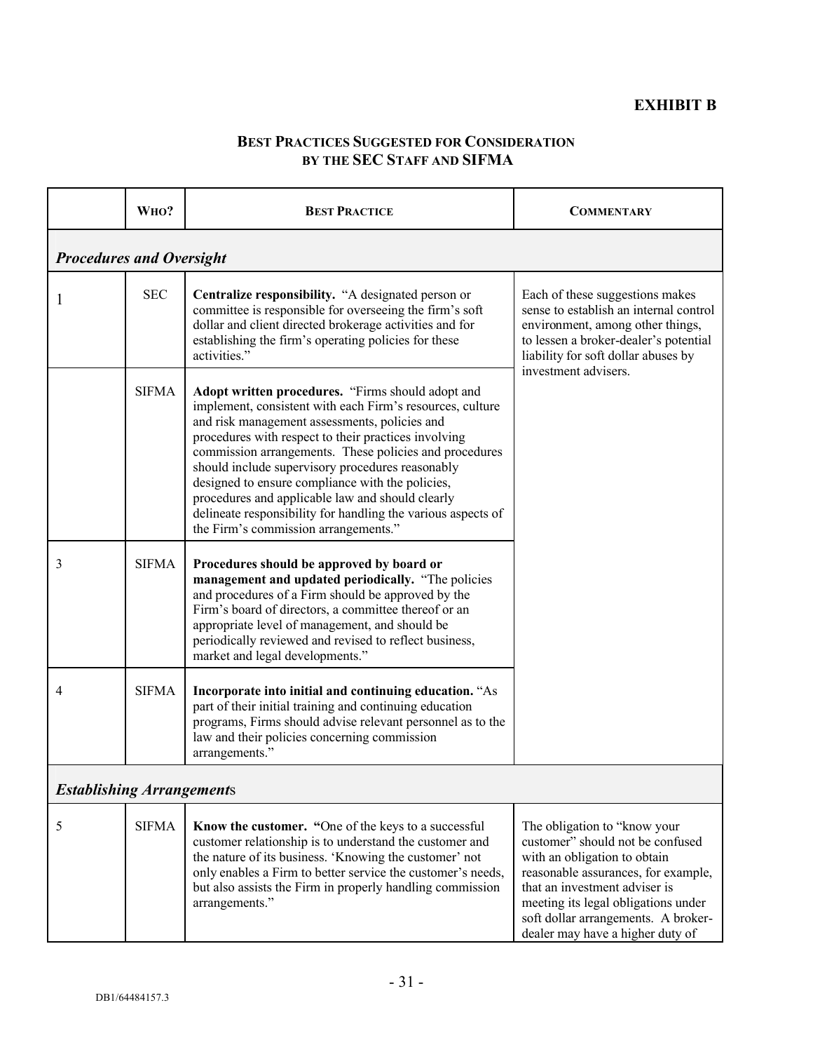# EXHIBIT B

## BEST PRACTICES SUGGESTED FOR CONSIDERATION BY THE SEC STAFF AND SIFMA

| | WHO? | BEST PRACTICE | COMMENTARY |
|---|---|---|---|
| ***Procedures and Oversight*** | | | |
| 1 | SEC | **Centralize responsibility.** "A designated person or committee is responsible for overseeing the firm's soft dollar and client directed brokerage activities and for establishing the firm's operating policies for these activities." | Each of these suggestions makes sense to establish an internal control environment, among other things, to lessen a broker-dealer's potential liability for soft dollar abuses by investment advisers. |
| | SIFMA | **Adopt written procedures.** "Firms should adopt and implement, consistent with each Firm's resources, culture and risk management assessments, policies and procedures with respect to their practices involving commission arrangements. These policies and procedures should include supervisory procedures reasonably designed to ensure compliance with the policies, procedures and applicable law and should clearly delineate responsibility for handling the various aspects of the Firm's commission arrangements." | |
| 3 | SIFMA | **Procedures should be approved by board or management and updated periodically.** "The policies and procedures of a Firm should be approved by the Firm's board of directors, a committee thereof or an appropriate level of management, and should be periodically reviewed and revised to reflect business, market and legal developments." | |
| 4 | SIFMA | **Incorporate into initial and continuing education.** "As part of their initial training and continuing education programs, Firms should advise relevant personnel as to the law and their policies concerning commission arrangements." | |
| ***Establishing Arrangements*** | | | |
| 5 | SIFMA | **Know the customer.** "One of the keys to a successful customer relationship is to understand the customer and the nature of its business. 'Knowing the customer' not only enables a Firm to better service the customer's needs, but also assists the Firm in properly handling commission arrangements." | The obligation to "know your customer" should not be confused with an obligation to obtain reasonable assurances, for example, that an investment adviser is meeting its legal obligations under soft dollar arrangements. A broker-dealer may have a higher duty of |

DB1/64484157.3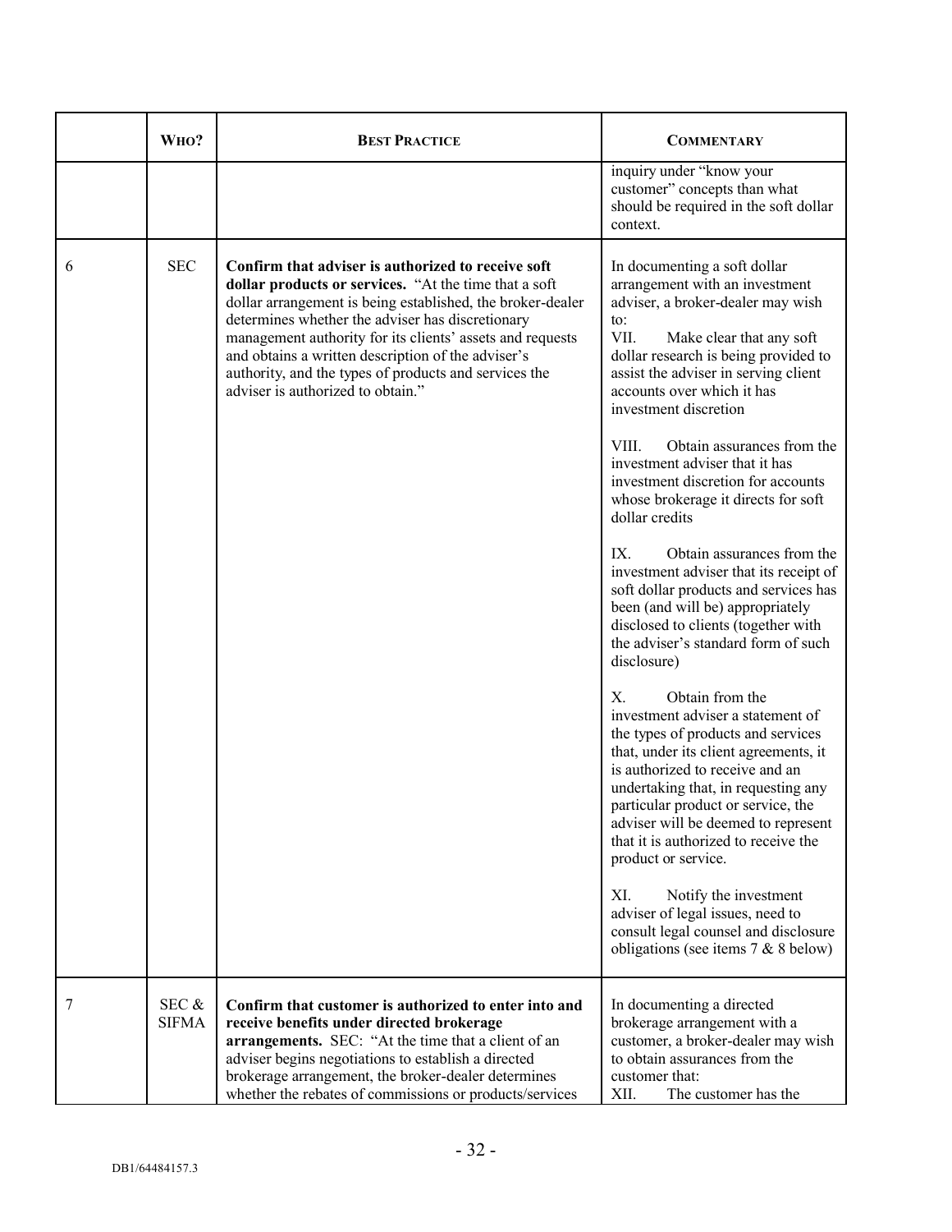|  | **WHO?** | **BEST PRACTICE** | **COMMENTARY** |
|---|---|---|---|
|  |  |  | inquiry under "know your customer" concepts than what should be required in the soft dollar context. |
| 6 | SEC | **Confirm that adviser is authorized to receive soft dollar products or services.** "At the time that a soft dollar arrangement is being established, the broker-dealer determines whether the adviser has discretionary management authority for its clients' assets and requests and obtains a written description of the adviser's authority, and the types of products and services the adviser is authorized to obtain." | In documenting a soft dollar arrangement with an investment adviser, a broker-dealer may wish to:<br>VII. Make clear that any soft dollar research is being provided to assist the adviser in serving client accounts over which it has investment discretion<br><br>VIII. Obtain assurances from the investment adviser that it has investment discretion for accounts whose brokerage it directs for soft dollar credits<br><br>IX. Obtain assurances from the investment adviser that its receipt of soft dollar products and services has been (and will be) appropriately disclosed to clients (together with the adviser's standard form of such disclosure)<br><br>X. Obtain from the investment adviser a statement of the types of products and services that, under its client agreements, it is authorized to receive and an undertaking that, in requesting any particular product or service, the adviser will be deemed to represent that it is authorized to receive the product or service.<br><br>XI. Notify the investment adviser of legal issues, need to consult legal counsel and disclosure obligations (see items 7 & 8 below) |
| 7 | SEC & SIFMA | **Confirm that customer is authorized to enter into and receive benefits under directed brokerage arrangements.** SEC: "At the time that a client of an adviser begins negotiations to establish a directed brokerage arrangement, the broker-dealer determines whether the rebates of commissions or products/services | In documenting a directed brokerage arrangement with a customer, a broker-dealer may wish to obtain assurances from the customer that:<br>XII. The customer has the |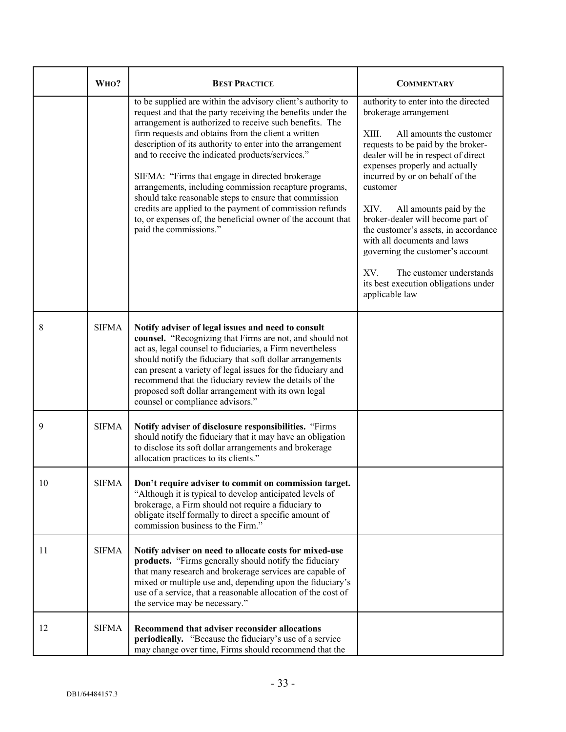| | **WHO?** | **BEST PRACTICE** | **COMMENTARY** |
|---|---|---|---|
| | | to be supplied are within the advisory client's authority to request and that the party receiving the benefits under the arrangement is authorized to receive such benefits. The firm requests and obtains from the client a written description of its authority to enter into the arrangement and to receive the indicated products/services."<br><br>SIFMA: "Firms that engage in directed brokerage arrangements, including commission recapture programs, should take reasonable steps to ensure that commission credits are applied to the payment of commission refunds to, or expenses of, the beneficial owner of the account that paid the commissions." | authority to enter into the directed brokerage arrangement<br><br>XIII. All amounts the customer requests to be paid by the broker-dealer will be in respect of direct expenses properly and actually incurred by or on behalf of the customer<br><br>XIV. All amounts paid by the broker-dealer will become part of the customer's assets, in accordance with all documents and laws governing the customer's account<br><br>XV. The customer understands its best execution obligations under applicable law |
| 8 | SIFMA | **Notify adviser of legal issues and need to consult counsel.** "Recognizing that Firms are not, and should not act as, legal counsel to fiduciaries, a Firm nevertheless should notify the fiduciary that soft dollar arrangements can present a variety of legal issues for the fiduciary and recommend that the fiduciary review the details of the proposed soft dollar arrangement with its own legal counsel or compliance advisors." | |
| 9 | SIFMA | **Notify adviser of disclosure responsibilities.** "Firms should notify the fiduciary that it may have an obligation to disclose its soft dollar arrangements and brokerage allocation practices to its clients." | |
| 10 | SIFMA | **Don't require adviser to commit on commission target.** "Although it is typical to develop anticipated levels of brokerage, a Firm should not require a fiduciary to obligate itself formally to direct a specific amount of commission business to the Firm." | |
| 11 | SIFMA | **Notify adviser on need to allocate costs for mixed-use products.** "Firms generally should notify the fiduciary that many research and brokerage services are capable of mixed or multiple use and, depending upon the fiduciary's use of a service, that a reasonable allocation of the cost of the service may be necessary." | |
| 12 | SIFMA | **Recommend that adviser reconsider allocations periodically.** "Because the fiduciary's use of a service may change over time, Firms should recommend that the | |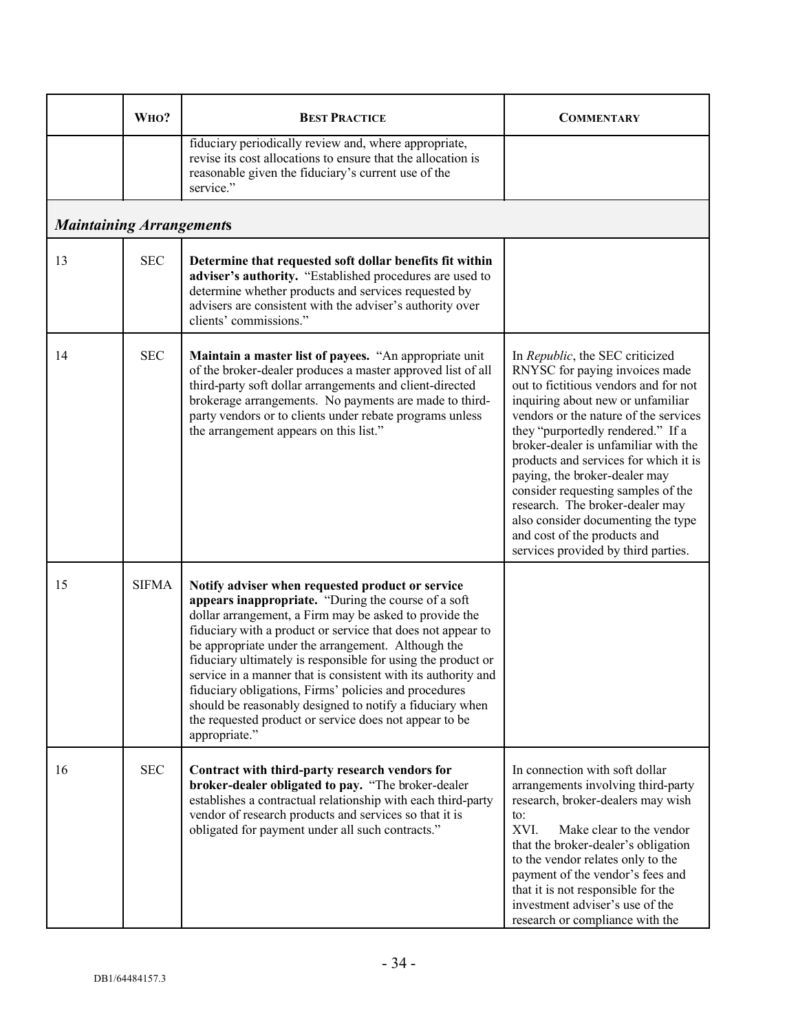| | WHO? | BEST PRACTICE | COMMENTARY |
|---|---|---|---|
| | | fiduciary periodically review and, where appropriate, revise its cost allocations to ensure that the allocation is reasonable given the fiduciary's current use of the service." | |
| ***Maintaining Arrangements*** | | | |
| 13 | SEC | **Determine that requested soft dollar benefits fit within adviser's authority.** "Established procedures are used to determine whether products and services requested by advisers are consistent with the adviser's authority over clients' commissions." | |
| 14 | SEC | **Maintain a master list of payees.** "An appropriate unit of the broker-dealer produces a master approved list of all third-party soft dollar arrangements and client-directed brokerage arrangements. No payments are made to third-party vendors or to clients under rebate programs unless the arrangement appears on this list." | In *Republic*, the SEC criticized RNYSC for paying invoices made out to fictitious vendors and for not inquiring about new or unfamiliar vendors or the nature of the services they "purportedly rendered." If a broker-dealer is unfamiliar with the products and services for which it is paying, the broker-dealer may consider requesting samples of the research. The broker-dealer may also consider documenting the type and cost of the products and services provided by third parties. |
| 15 | SIFMA | **Notify adviser when requested product or service appears inappropriate.** "During the course of a soft dollar arrangement, a Firm may be asked to provide the fiduciary with a product or service that does not appear to be appropriate under the arrangement. Although the fiduciary ultimately is responsible for using the product or service in a manner that is consistent with its authority and fiduciary obligations, Firms' policies and procedures should be reasonably designed to notify a fiduciary when the requested product or service does not appear to be appropriate." | |
| 16 | SEC | **Contract with third-party research vendors for broker-dealer obligated to pay.** "The broker-dealer establishes a contractual relationship with each third-party vendor of research products and services so that it is obligated for payment under all such contracts." | In connection with soft dollar arrangements involving third-party research, broker-dealers may wish to:<br>XVI. Make clear to the vendor that the broker-dealer's obligation to the vendor relates only to the payment of the vendor's fees and that it is not responsible for the investment adviser's use of the research or compliance with the |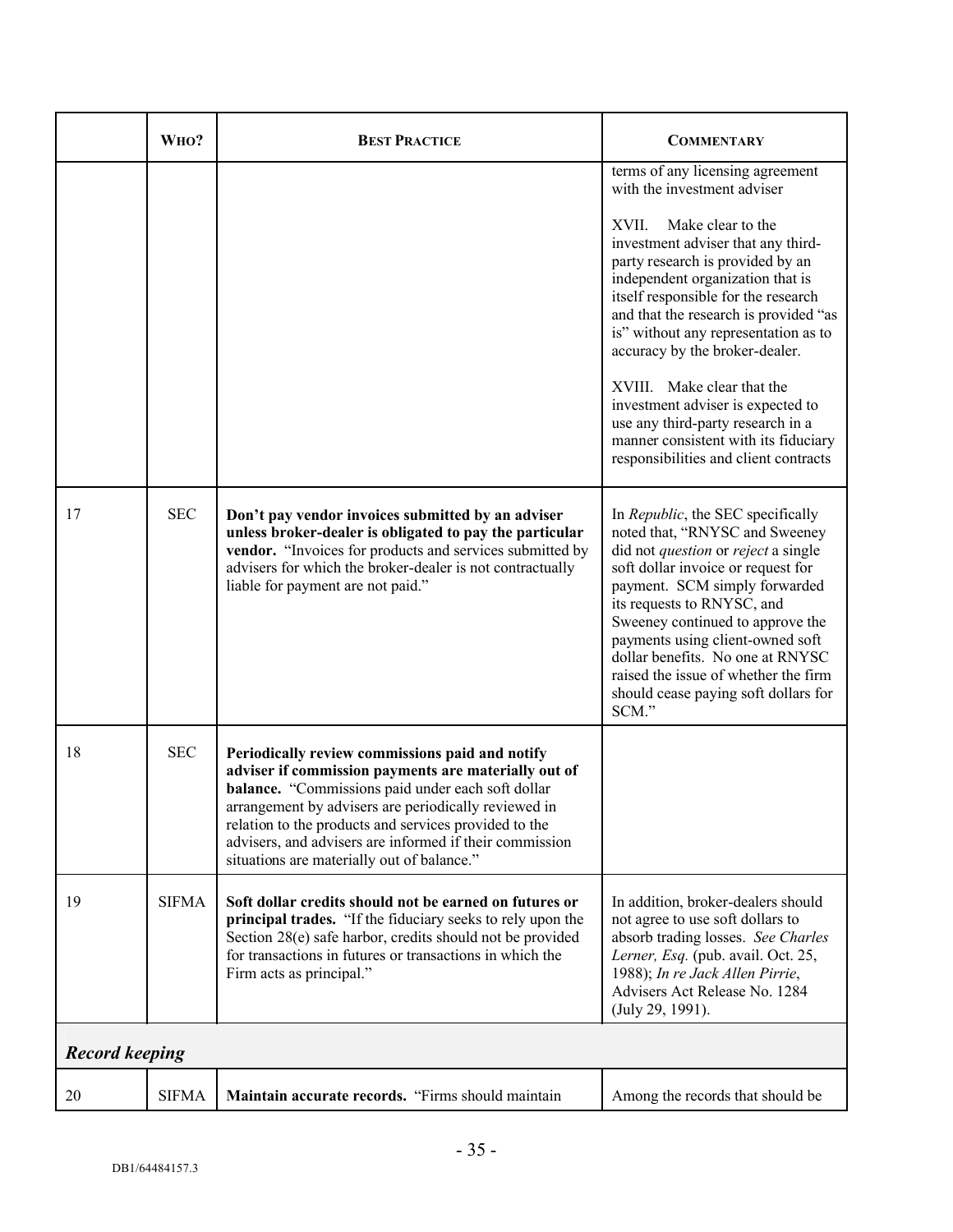| | **WHO?** | **BEST PRACTICE** | **COMMENTARY** |
|---|---|---|---|
| | | | terms of any licensing agreement with the investment adviser<br><br>XVII. Make clear to the investment adviser that any third-party research is provided by an independent organization that is itself responsible for the research and that the research is provided "as is" without any representation as to accuracy by the broker-dealer.<br><br>XVIII. Make clear that the investment adviser is expected to use any third-party research in a manner consistent with its fiduciary responsibilities and client contracts |
| 17 | SEC | **Don't pay vendor invoices submitted by an adviser unless broker-dealer is obligated to pay the particular vendor.** "Invoices for products and services submitted by advisers for which the broker-dealer is not contractually liable for payment are not paid." | In *Republic*, the SEC specifically noted that, "RNYSC and Sweeney did not *question* or *reject* a single soft dollar invoice or request for payment. SCM simply forwarded its requests to RNYSC, and Sweeney continued to approve the payments using client-owned soft dollar benefits. No one at RNYSC raised the issue of whether the firm should cease paying soft dollars for SCM." |
| 18 | SEC | **Periodically review commissions paid and notify adviser if commission payments are materially out of balance.** "Commissions paid under each soft dollar arrangement by advisers are periodically reviewed in relation to the products and services provided to the advisers, and advisers are informed if their commission situations are materially out of balance." | |
| 19 | SIFMA | **Soft dollar credits should not be earned on futures or principal trades.** "If the fiduciary seeks to rely upon the Section 28(e) safe harbor, credits should not be provided for transactions in futures or transactions in which the Firm acts as principal." | In addition, broker-dealers should not agree to use soft dollars to absorb trading losses. *See Charles Lerner, Esq.* (pub. avail. Oct. 25, 1988); *In re Jack Allen Pirrie*, Advisers Act Release No. 1284 (July 29, 1991). |
| ***Record keeping*** | | | |
| 20 | SIFMA | **Maintain accurate records.** "Firms should maintain | Among the records that should be |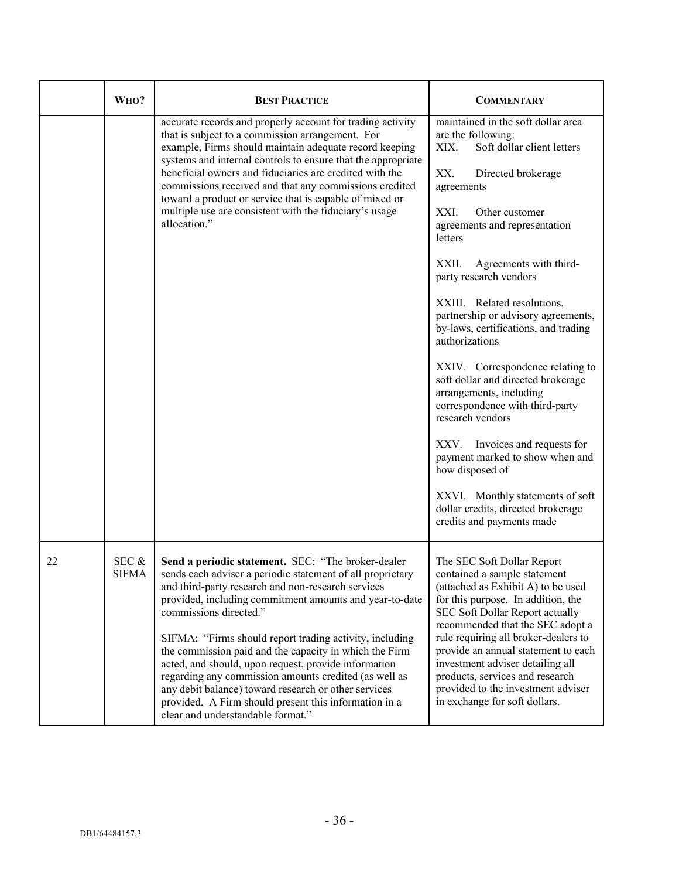| | **WHO?** | **BEST PRACTICE** | **COMMENTARY** |
|---|---|---|---|
| | | accurate records and properly account for trading activity that is subject to a commission arrangement. For example, Firms should maintain adequate record keeping systems and internal controls to ensure that the appropriate beneficial owners and fiduciaries are credited with the commissions received and that any commissions credited toward a product or service that is capable of mixed or multiple use are consistent with the fiduciary's usage allocation." | maintained in the soft dollar area are the following:<br>XIX. Soft dollar client letters<br><br>XX. Directed brokerage agreements<br><br>XXI. Other customer agreements and representation letters<br><br>XXII. Agreements with third-party research vendors<br><br>XXIII. Related resolutions, partnership or advisory agreements, by-laws, certifications, and trading authorizations<br><br>XXIV. Correspondence relating to soft dollar and directed brokerage arrangements, including correspondence with third-party research vendors<br><br>XXV. Invoices and requests for payment marked to show when and how disposed of<br><br>XXVI. Monthly statements of soft dollar credits, directed brokerage credits and payments made |
| 22 | SEC & SIFMA | **Send a periodic statement.** SEC: "The broker-dealer sends each adviser a periodic statement of all proprietary and third-party research and non-research services provided, including commitment amounts and year-to-date commissions directed."<br><br>SIFMA: "Firms should report trading activity, including the commission paid and the capacity in which the Firm acted, and should, upon request, provide information regarding any commission amounts credited (as well as any debit balance) toward research or other services provided. A Firm should present this information in a clear and understandable format." | The SEC Soft Dollar Report contained a sample statement (attached as Exhibit A) to be used for this purpose. In addition, the SEC Soft Dollar Report actually recommended that the SEC adopt a rule requiring all broker-dealers to provide an annual statement to each investment adviser detailing all products, services and research provided to the investment adviser in exchange for soft dollars. |

DB1/64484157.3